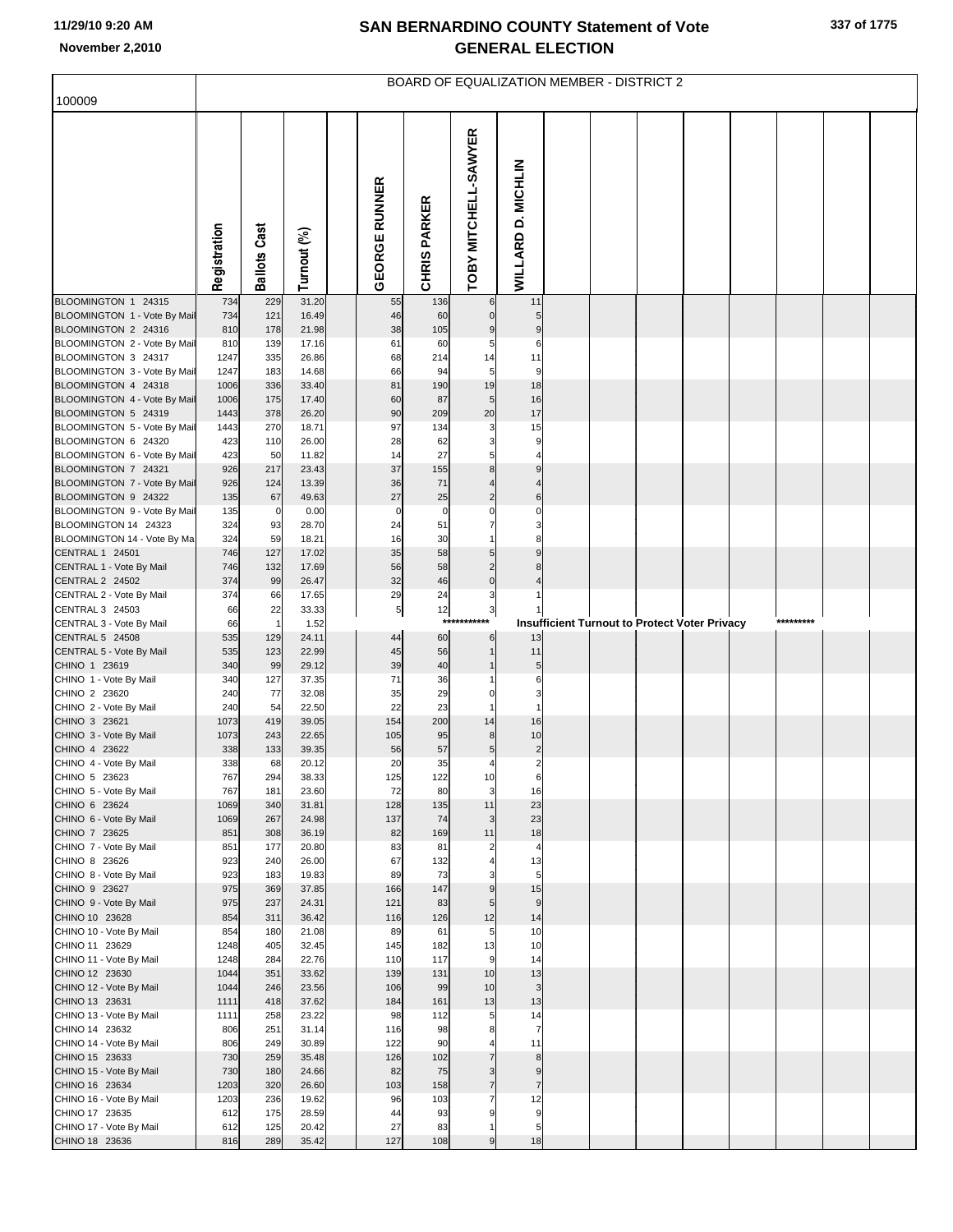# SAN BERNARDINO COUNTY Statement of Vote
## GENERAL ELECTION

11/29/10 9:20 AM
November 2,2010

100009

BOARD OF EQUALIZATION MEMBER - DISTRICT 2

| | Registration | Ballots Cast | Turnout (%) | | GEORGE RUNNER | CHRIS PARKER | TOBY MITCHELL-SAWYER | WILLARD D. MICHLIN |
|---|---|---|---|---|---|---|---|---|
| BLOOMINGTON 1 24315 | 734 | 229 | 31.20 | | 55 | 136 | 6 | 11 |
| BLOOMINGTON 1 - Vote By Mail | 734 | 121 | 16.49 | | 46 | 60 | 0 | 5 |
| BLOOMINGTON 2 24316 | 810 | 178 | 21.98 | | 38 | 105 | 9 | 9 |
| BLOOMINGTON 2 - Vote By Mail | 810 | 139 | 17.16 | | 61 | 60 | 5 | 6 |
| BLOOMINGTON 3 24317 | 1247 | 335 | 26.86 | | 68 | 214 | 14 | 11 |
| BLOOMINGTON 3 - Vote By Mail | 1247 | 183 | 14.68 | | 66 | 94 | 5 | 9 |
| BLOOMINGTON 4 24318 | 1006 | 336 | 33.40 | | 81 | 190 | 19 | 18 |
| BLOOMINGTON 4 - Vote By Mail | 1006 | 175 | 17.40 | | 60 | 87 | 5 | 16 |
| BLOOMINGTON 5 24319 | 1443 | 378 | 26.20 | | 90 | 209 | 20 | 17 |
| BLOOMINGTON 5 - Vote By Mail | 1443 | 270 | 18.71 | | 97 | 134 | 3 | 15 |
| BLOOMINGTON 6 24320 | 423 | 110 | 26.00 | | 28 | 62 | 3 | 9 |
| BLOOMINGTON 6 - Vote By Mail | 423 | 50 | 11.82 | | 14 | 27 | 5 | 4 |
| BLOOMINGTON 7 24321 | 926 | 217 | 23.43 | | 37 | 155 | 8 | 9 |
| BLOOMINGTON 7 - Vote By Mail | 926 | 124 | 13.39 | | 36 | 71 | 4 | 4 |
| BLOOMINGTON 9 24322 | 135 | 67 | 49.63 | | 27 | 25 | 2 | 6 |
| BLOOMINGTON 9 - Vote By Mail | 135 | 0 | 0.00 | | 0 | 0 | 0 | 0 |
| BLOOMINGTON 14 24323 | 324 | 93 | 28.70 | | 24 | 51 | 7 | 3 |
| BLOOMINGTON 14 - Vote By Mail | 324 | 59 | 18.21 | | 16 | 30 | 1 | 8 |
| CENTRAL 1 24501 | 746 | 127 | 17.02 | | 35 | 58 | 5 | 9 |
| CENTRAL 1 - Vote By Mail | 746 | 132 | 17.69 | | 56 | 58 | 2 | 8 |
| CENTRAL 2 24502 | 374 | 99 | 26.47 | | 32 | 46 | 0 | 4 |
| CENTRAL 2 - Vote By Mail | 374 | 66 | 17.65 | | 29 | 24 | 3 | 1 |
| CENTRAL 3 24503 | 66 | 22 | 33.33 | | 5 | 12 | 3 | 1 |
| CENTRAL 3 - Vote By Mail | 66 | 1 | 1.52 | | | *********** | Insufficient Turnout to Protect Voter Privacy | ********* |
| CENTRAL 5 24508 | 535 | 129 | 24.11 | | 44 | 60 | 6 | 13 |
| CENTRAL 5 - Vote By Mail | 535 | 123 | 22.99 | | 45 | 56 | 1 | 11 |
| CHINO 1 23619 | 340 | 99 | 29.12 | | 39 | 40 | 1 | 5 |
| CHINO 1 - Vote By Mail | 340 | 127 | 37.35 | | 71 | 36 | 1 | 6 |
| CHINO 2 23620 | 240 | 77 | 32.08 | | 35 | 29 | 0 | 3 |
| CHINO 2 - Vote By Mail | 240 | 54 | 22.50 | | 22 | 23 | 1 | 1 |
| CHINO 3 23621 | 1073 | 419 | 39.05 | | 154 | 200 | 14 | 16 |
| CHINO 3 - Vote By Mail | 1073 | 243 | 22.65 | | 105 | 95 | 8 | 10 |
| CHINO 4 23622 | 338 | 133 | 39.35 | | 56 | 57 | 5 | 2 |
| CHINO 4 - Vote By Mail | 338 | 68 | 20.12 | | 20 | 35 | 4 | 2 |
| CHINO 5 23623 | 767 | 294 | 38.33 | | 125 | 122 | 10 | 6 |
| CHINO 5 - Vote By Mail | 767 | 181 | 23.60 | | 72 | 80 | 3 | 16 |
| CHINO 6 23624 | 1069 | 340 | 31.81 | | 128 | 135 | 11 | 23 |
| CHINO 6 - Vote By Mail | 1069 | 267 | 24.98 | | 137 | 74 | 3 | 23 |
| CHINO 7 23625 | 851 | 308 | 36.19 | | 82 | 169 | 11 | 18 |
| CHINO 7 - Vote By Mail | 851 | 177 | 20.80 | | 83 | 81 | 2 | 4 |
| CHINO 8 23626 | 923 | 240 | 26.00 | | 67 | 132 | 4 | 13 |
| CHINO 8 - Vote By Mail | 923 | 183 | 19.83 | | 89 | 73 | 3 | 5 |
| CHINO 9 23627 | 975 | 369 | 37.85 | | 166 | 147 | 9 | 15 |
| CHINO 9 - Vote By Mail | 975 | 237 | 24.31 | | 121 | 83 | 5 | 9 |
| CHINO 10 23628 | 854 | 311 | 36.42 | | 116 | 126 | 12 | 14 |
| CHINO 10 - Vote By Mail | 854 | 180 | 21.08 | | 89 | 61 | 5 | 10 |
| CHINO 11 23629 | 1248 | 405 | 32.45 | | 145 | 182 | 13 | 10 |
| CHINO 11 - Vote By Mail | 1248 | 284 | 22.76 | | 110 | 117 | 9 | 14 |
| CHINO 12 23630 | 1044 | 351 | 33.62 | | 139 | 131 | 10 | 13 |
| CHINO 12 - Vote By Mail | 1044 | 246 | 23.56 | | 106 | 99 | 10 | 3 |
| CHINO 13 23631 | 1111 | 418 | 37.62 | | 184 | 161 | 13 | 13 |
| CHINO 13 - Vote By Mail | 1111 | 258 | 23.22 | | 98 | 112 | 5 | 14 |
| CHINO 14 23632 | 806 | 251 | 31.14 | | 116 | 98 | 8 | 7 |
| CHINO 14 - Vote By Mail | 806 | 249 | 30.89 | | 122 | 90 | 4 | 11 |
| CHINO 15 23633 | 730 | 259 | 35.48 | | 126 | 102 | 7 | 8 |
| CHINO 15 - Vote By Mail | 730 | 180 | 24.66 | | 82 | 75 | 3 | 9 |
| CHINO 16 23634 | 1203 | 320 | 26.60 | | 103 | 158 | 7 | 7 |
| CHINO 16 - Vote By Mail | 1203 | 236 | 19.62 | | 96 | 103 | 7 | 12 |
| CHINO 17 23635 | 612 | 175 | 28.59 | | 44 | 93 | 9 | 9 |
| CHINO 17 - Vote By Mail | 612 | 125 | 20.42 | | 27 | 83 | 1 | 5 |
| CHINO 18 23636 | 816 | 289 | 35.42 | | 127 | 108 | 9 | 18 |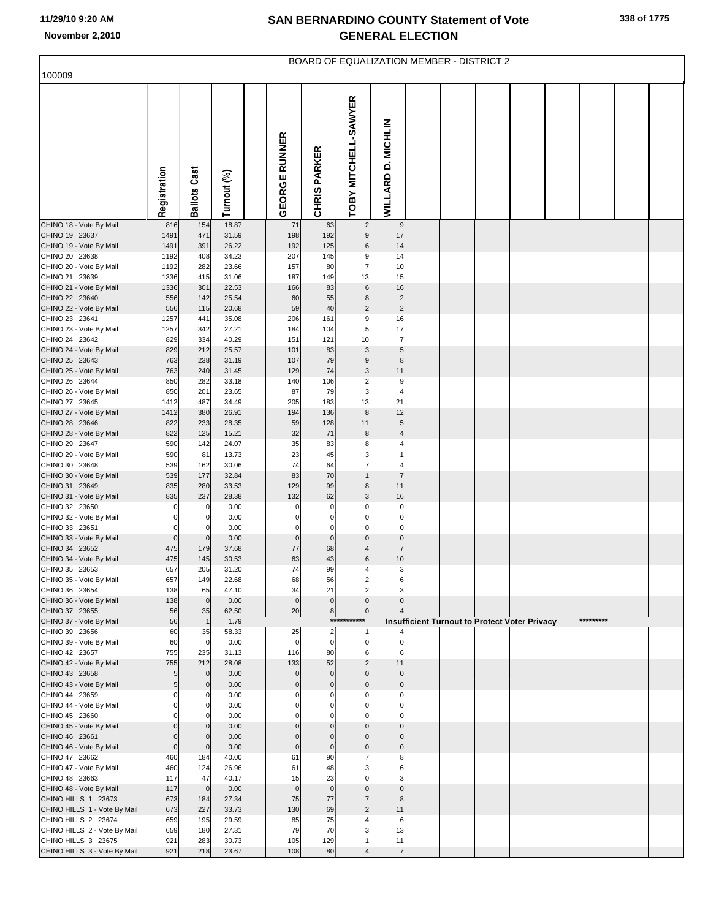# SAN BERNARDINO COUNTY Statement of Vote
## GENERAL ELECTION

November 2,2010

100009

BOARD OF EQUALIZATION MEMBER - DISTRICT 2

| | Registration | Ballots Cast | Turnout (%) | GEORGE RUNNER | CHRIS PARKER | TOBY MITCHELL-SAWYER | WILLARD D. MICHLIN |
|---|---|---|---|---|---|---|---|
| CHINO 18 - Vote By Mail | 816 | 154 | 18.87 | 71 | 63 | 2 | 9 |
| CHINO 19 23637 | 1491 | 471 | 31.59 | 198 | 192 | 9 | 17 |
| CHINO 19 - Vote By Mail | 1491 | 391 | 26.22 | 192 | 125 | 6 | 14 |
| CHINO 20 23638 | 1192 | 408 | 34.23 | 207 | 145 | 9 | 14 |
| CHINO 20 - Vote By Mail | 1192 | 282 | 23.66 | 157 | 80 | 7 | 10 |
| CHINO 21 23639 | 1336 | 415 | 31.06 | 187 | 149 | 13 | 15 |
| CHINO 21 - Vote By Mail | 1336 | 301 | 22.53 | 166 | 83 | 6 | 16 |
| CHINO 22 23640 | 556 | 142 | 25.54 | 60 | 55 | 8 | 2 |
| CHINO 22 - Vote By Mail | 556 | 115 | 20.68 | 59 | 40 | 2 | 2 |
| CHINO 23 23641 | 1257 | 441 | 35.08 | 206 | 161 | 9 | 16 |
| CHINO 23 - Vote By Mail | 1257 | 342 | 27.21 | 184 | 104 | 5 | 17 |
| CHINO 24 23642 | 829 | 334 | 40.29 | 151 | 121 | 10 | 7 |
| CHINO 24 - Vote By Mail | 829 | 212 | 25.57 | 101 | 83 | 3 | 5 |
| CHINO 25 23643 | 763 | 238 | 31.19 | 107 | 79 | 9 | 8 |
| CHINO 25 - Vote By Mail | 763 | 240 | 31.45 | 129 | 74 | 3 | 11 |
| CHINO 26 23644 | 850 | 282 | 33.18 | 140 | 106 | 2 | 9 |
| CHINO 26 - Vote By Mail | 850 | 201 | 23.65 | 87 | 79 | 3 | 4 |
| CHINO 27 23645 | 1412 | 487 | 34.49 | 205 | 183 | 13 | 21 |
| CHINO 27 - Vote By Mail | 1412 | 380 | 26.91 | 194 | 136 | 8 | 12 |
| CHINO 28 23646 | 822 | 233 | 28.35 | 59 | 128 | 11 | 5 |
| CHINO 28 - Vote By Mail | 822 | 125 | 15.21 | 32 | 71 | 8 | 4 |
| CHINO 29 23647 | 590 | 142 | 24.07 | 35 | 83 | 8 | 4 |
| CHINO 29 - Vote By Mail | 590 | 81 | 13.73 | 23 | 45 | 3 | 1 |
| CHINO 30 23648 | 539 | 162 | 30.06 | 74 | 64 | 7 | 4 |
| CHINO 30 - Vote By Mail | 539 | 177 | 32.84 | 83 | 70 | 1 | 7 |
| CHINO 31 23649 | 835 | 280 | 33.53 | 129 | 99 | 8 | 11 |
| CHINO 31 - Vote By Mail | 835 | 237 | 28.38 | 132 | 62 | 3 | 16 |
| CHINO 32 23650 | 0 | 0 | 0.00 | 0 | 0 | 0 | 0 |
| CHINO 32 - Vote By Mail | 0 | 0 | 0.00 | 0 | 0 | 0 | 0 |
| CHINO 33 23651 | 0 | 0 | 0.00 | 0 | 0 | 0 | 0 |
| CHINO 33 - Vote By Mail | 0 | 0 | 0.00 | 0 | 0 | 0 | 0 |
| CHINO 34 23652 | 475 | 179 | 37.68 | 77 | 68 | 4 | 7 |
| CHINO 34 - Vote By Mail | 475 | 145 | 30.53 | 63 | 43 | 6 | 10 |
| CHINO 35 23653 | 657 | 205 | 31.20 | 74 | 99 | 4 | 3 |
| CHINO 35 - Vote By Mail | 657 | 149 | 22.68 | 68 | 56 | 2 | 6 |
| CHINO 36 23654 | 138 | 65 | 47.10 | 34 | 21 | 2 | 3 |
| CHINO 36 - Vote By Mail | 138 | 0 | 0.00 | 0 | 0 | 0 | 0 |
| CHINO 37 23655 | 56 | 35 | 62.50 | 20 | 8 | 0 | 4 |
| CHINO 37 - Vote By Mail | 56 | 1 | 1.79 | | | *********** Insufficient Turnout to Protect Voter Privacy ********* | |
| CHINO 39 23656 | 60 | 35 | 58.33 | 25 | 2 | 1 | 4 |
| CHINO 39 - Vote By Mail | 60 | 0 | 0.00 | 0 | 0 | 0 | 0 |
| CHINO 42 23657 | 755 | 235 | 31.13 | 116 | 80 | 6 | 6 |
| CHINO 42 - Vote By Mail | 755 | 212 | 28.08 | 133 | 52 | 2 | 11 |
| CHINO 43 23658 | 5 | 0 | 0.00 | 0 | 0 | 0 | 0 |
| CHINO 43 - Vote By Mail | 5 | 0 | 0.00 | 0 | 0 | 0 | 0 |
| CHINO 44 23659 | 0 | 0 | 0.00 | 0 | 0 | 0 | 0 |
| CHINO 44 - Vote By Mail | 0 | 0 | 0.00 | 0 | 0 | 0 | 0 |
| CHINO 45 23660 | 0 | 0 | 0.00 | 0 | 0 | 0 | 0 |
| CHINO 45 - Vote By Mail | 0 | 0 | 0.00 | 0 | 0 | 0 | 0 |
| CHINO 46 23661 | 0 | 0 | 0.00 | 0 | 0 | 0 | 0 |
| CHINO 46 - Vote By Mail | 0 | 0 | 0.00 | 0 | 0 | 0 | 0 |
| CHINO 47 23662 | 460 | 184 | 40.00 | 61 | 90 | 7 | 8 |
| CHINO 47 - Vote By Mail | 460 | 124 | 26.96 | 61 | 48 | 3 | 6 |
| CHINO 48 23663 | 117 | 47 | 40.17 | 15 | 23 | 0 | 3 |
| CHINO 48 - Vote By Mail | 117 | 0 | 0.00 | 0 | 0 | 0 | 0 |
| CHINO HILLS 1 23673 | 673 | 184 | 27.34 | 75 | 77 | 7 | 8 |
| CHINO HILLS 1 - Vote By Mail | 673 | 227 | 33.73 | 130 | 69 | 2 | 11 |
| CHINO HILLS 2 23674 | 659 | 195 | 29.59 | 85 | 75 | 4 | 6 |
| CHINO HILLS 2 - Vote By Mail | 659 | 180 | 27.31 | 79 | 70 | 3 | 13 |
| CHINO HILLS 3 23675 | 921 | 283 | 30.73 | 105 | 129 | 1 | 11 |
| CHINO HILLS 3 - Vote By Mail | 921 | 218 | 23.67 | 108 | 80 | 4 | 7 |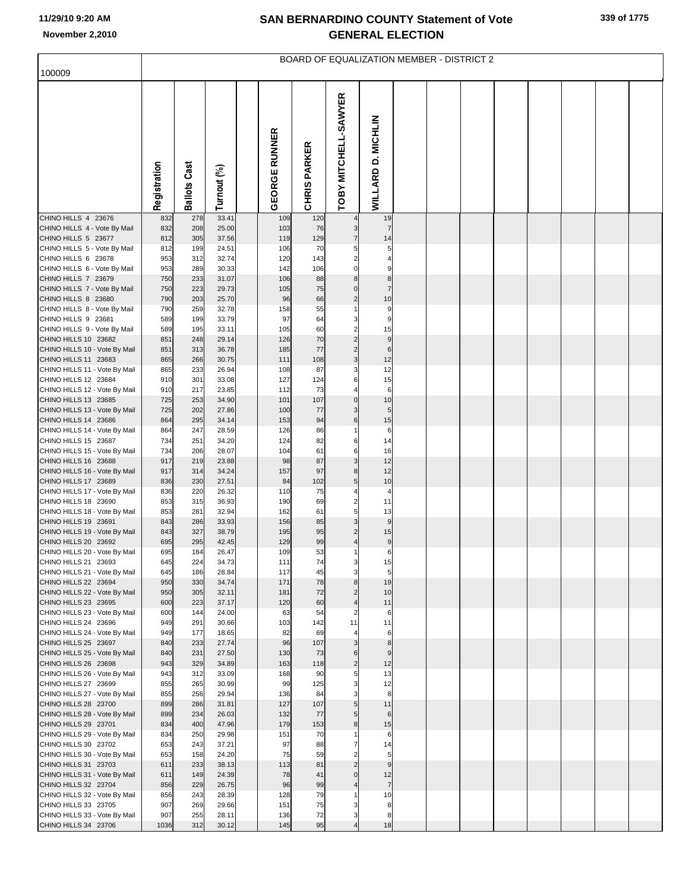# SAN BERNARDINO COUNTY Statement of Vote
# GENERAL ELECTION

11/29/10 9:20 AM
November 2,2010

## BOARD OF EQUALIZATION MEMBER - DISTRICT 2

100009

| | Registration | Ballots Cast | Turnout (%) | | GEORGE RUNNER | CHRIS PARKER | TOBY MITCHELL-SAWYER | WILLARD D. MICHLIN |
|---|---|---|---|---|---|---|---|---|
| CHINO HILLS 4 23676 | 832 | 278 | 33.41 | | 109 | 120 | 4 | 19 |
| CHINO HILLS 4 - Vote By Mail | 832 | 208 | 25.00 | | 103 | 76 | 3 | 7 |
| CHINO HILLS 5 23677 | 812 | 305 | 37.56 | | 119 | 129 | 7 | 14 |
| CHINO HILLS 5 - Vote By Mail | 812 | 199 | 24.51 | | 106 | 70 | 5 | 5 |
| CHINO HILLS 6 23678 | 953 | 312 | 32.74 | | 120 | 143 | 2 | 4 |
| CHINO HILLS 6 - Vote By Mail | 953 | 289 | 30.33 | | 142 | 106 | 0 | 9 |
| CHINO HILLS 7 23679 | 750 | 233 | 31.07 | | 106 | 88 | 8 | 8 |
| CHINO HILLS 7 - Vote By Mail | 750 | 223 | 29.73 | | 105 | 75 | 0 | 7 |
| CHINO HILLS 8 23680 | 790 | 203 | 25.70 | | 96 | 66 | 2 | 10 |
| CHINO HILLS 8 - Vote By Mail | 790 | 259 | 32.78 | | 158 | 55 | 1 | 9 |
| CHINO HILLS 9 23681 | 589 | 199 | 33.79 | | 97 | 64 | 3 | 9 |
| CHINO HILLS 9 - Vote By Mail | 589 | 195 | 33.11 | | 105 | 60 | 2 | 15 |
| CHINO HILLS 10 23682 | 851 | 248 | 29.14 | | 126 | 70 | 2 | 9 |
| CHINO HILLS 10 - Vote By Mail | 851 | 313 | 36.78 | | 185 | 77 | 2 | 6 |
| CHINO HILLS 11 23683 | 865 | 266 | 30.75 | | 111 | 108 | 3 | 12 |
| CHINO HILLS 11 - Vote By Mail | 865 | 233 | 26.94 | | 108 | 87 | 3 | 12 |
| CHINO HILLS 12 23684 | 910 | 301 | 33.08 | | 127 | 124 | 6 | 15 |
| CHINO HILLS 12 - Vote By Mail | 910 | 217 | 23.85 | | 112 | 73 | 4 | 6 |
| CHINO HILLS 13 23685 | 725 | 253 | 34.90 | | 101 | 107 | 0 | 10 |
| CHINO HILLS 13 - Vote By Mail | 725 | 202 | 27.86 | | 100 | 77 | 3 | 5 |
| CHINO HILLS 14 23686 | 864 | 295 | 34.14 | | 153 | 94 | 6 | 15 |
| CHINO HILLS 14 - Vote By Mail | 864 | 247 | 28.59 | | 126 | 86 | 1 | 6 |
| CHINO HILLS 15 23687 | 734 | 251 | 34.20 | | 124 | 82 | 6 | 14 |
| CHINO HILLS 15 - Vote By Mail | 734 | 206 | 28.07 | | 104 | 61 | 6 | 16 |
| CHINO HILLS 16 23688 | 917 | 219 | 23.88 | | 98 | 87 | 3 | 12 |
| CHINO HILLS 16 - Vote By Mail | 917 | 314 | 34.24 | | 157 | 97 | 8 | 12 |
| CHINO HILLS 17 23689 | 836 | 230 | 27.51 | | 84 | 102 | 5 | 10 |
| CHINO HILLS 17 - Vote By Mail | 836 | 220 | 26.32 | | 110 | 75 | 4 | 4 |
| CHINO HILLS 18 23690 | 853 | 315 | 36.93 | | 190 | 69 | 2 | 11 |
| CHINO HILLS 18 - Vote By Mail | 853 | 281 | 32.94 | | 162 | 61 | 5 | 13 |
| CHINO HILLS 19 23691 | 843 | 286 | 33.93 | | 156 | 85 | 3 | 9 |
| CHINO HILLS 19 - Vote By Mail | 843 | 327 | 38.79 | | 195 | 95 | 2 | 15 |
| CHINO HILLS 20 23692 | 695 | 295 | 42.45 | | 129 | 99 | 4 | 9 |
| CHINO HILLS 20 - Vote By Mail | 695 | 184 | 26.47 | | 109 | 53 | 1 | 6 |
| CHINO HILLS 21 23693 | 645 | 224 | 34.73 | | 111 | 74 | 3 | 15 |
| CHINO HILLS 21 - Vote By Mail | 645 | 186 | 28.84 | | 117 | 45 | 3 | 5 |
| CHINO HILLS 22 23694 | 950 | 330 | 34.74 | | 171 | 78 | 8 | 19 |
| CHINO HILLS 22 - Vote By Mail | 950 | 305 | 32.11 | | 181 | 72 | 2 | 10 |
| CHINO HILLS 23 23695 | 600 | 223 | 37.17 | | 120 | 60 | 4 | 11 |
| CHINO HILLS 23 - Vote By Mail | 600 | 144 | 24.00 | | 63 | 54 | 2 | 6 |
| CHINO HILLS 24 23696 | 949 | 291 | 30.66 | | 103 | 142 | 11 | 11 |
| CHINO HILLS 24 - Vote By Mail | 949 | 177 | 18.65 | | 82 | 69 | 4 | 6 |
| CHINO HILLS 25 23697 | 840 | 233 | 27.74 | | 96 | 107 | 3 | 8 |
| CHINO HILLS 25 - Vote By Mail | 840 | 231 | 27.50 | | 130 | 73 | 6 | 9 |
| CHINO HILLS 26 23698 | 943 | 329 | 34.89 | | 163 | 118 | 2 | 12 |
| CHINO HILLS 26 - Vote By Mail | 943 | 312 | 33.09 | | 168 | 90 | 5 | 13 |
| CHINO HILLS 27 23699 | 855 | 265 | 30.99 | | 99 | 125 | 3 | 12 |
| CHINO HILLS 27 - Vote By Mail | 855 | 256 | 29.94 | | 136 | 84 | 3 | 8 |
| CHINO HILLS 28 23700 | 899 | 286 | 31.81 | | 127 | 107 | 5 | 11 |
| CHINO HILLS 28 - Vote By Mail | 899 | 234 | 26.03 | | 132 | 77 | 5 | 6 |
| CHINO HILLS 29 23701 | 834 | 400 | 47.96 | | 179 | 153 | 8 | 15 |
| CHINO HILLS 29 - Vote By Mail | 834 | 250 | 29.98 | | 151 | 70 | 1 | 6 |
| CHINO HILLS 30 23702 | 653 | 243 | 37.21 | | 97 | 88 | 7 | 14 |
| CHINO HILLS 30 - Vote By Mail | 653 | 158 | 24.20 | | 75 | 59 | 2 | 5 |
| CHINO HILLS 31 23703 | 611 | 233 | 38.13 | | 113 | 81 | 2 | 9 |
| CHINO HILLS 31 - Vote By Mail | 611 | 149 | 24.39 | | 78 | 41 | 0 | 12 |
| CHINO HILLS 32 23704 | 856 | 229 | 26.75 | | 96 | 99 | 4 | 7 |
| CHINO HILLS 32 - Vote By Mail | 856 | 243 | 28.39 | | 128 | 79 | 1 | 10 |
| CHINO HILLS 33 23705 | 907 | 269 | 29.66 | | 151 | 75 | 3 | 8 |
| CHINO HILLS 33 - Vote By Mail | 907 | 255 | 28.11 | | 136 | 72 | 3 | 8 |
| CHINO HILLS 34 23706 | 1036 | 312 | 30.12 | | 145 | 95 | 4 | 18 |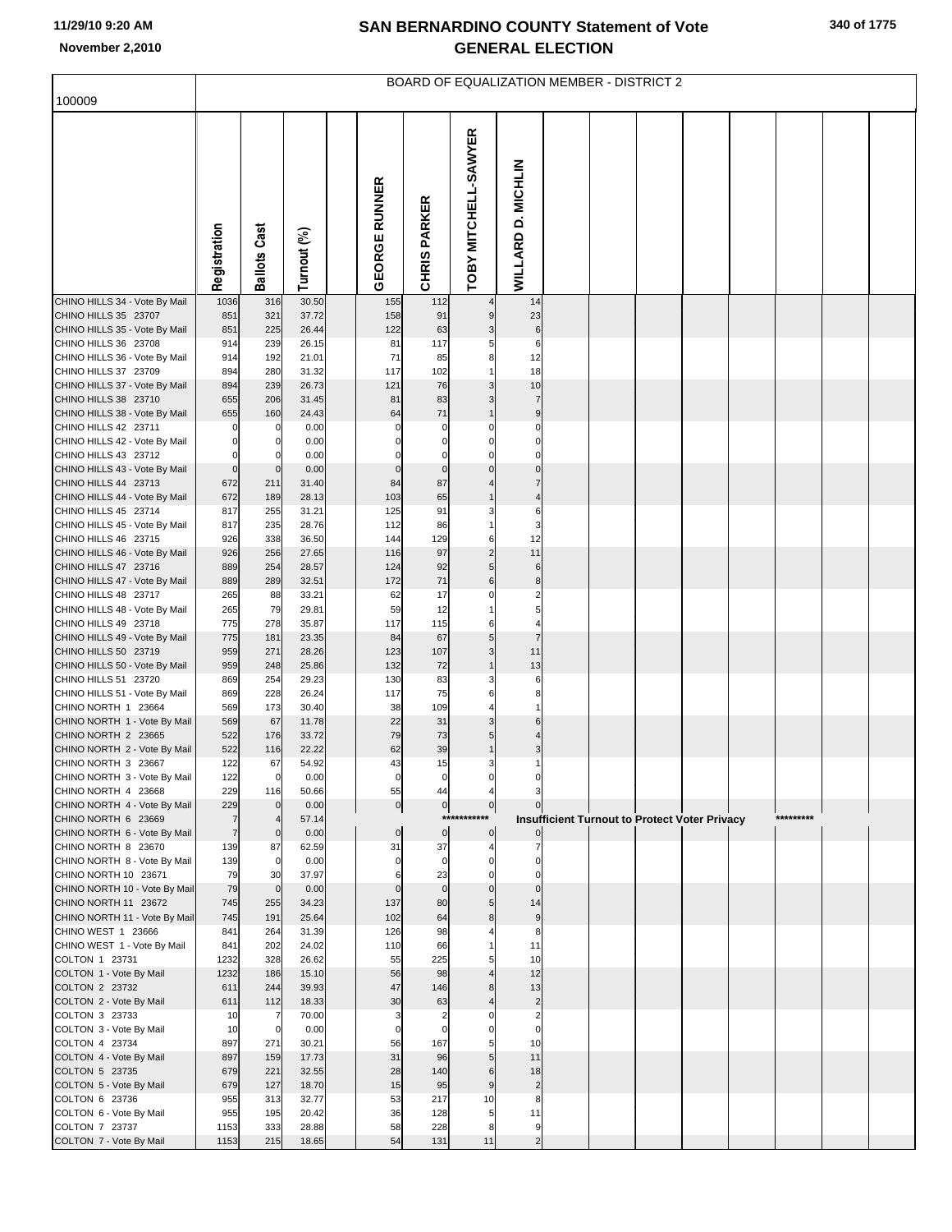# SAN BERNARDINO COUNTY Statement of Vote
## GENERAL ELECTION

11/29/10 9:20 AM

November 2,2010

BOARD OF EQUALIZATION MEMBER - DISTRICT 2

100009

| | Registration | Ballots Cast | Turnout (%) | | GEORGE RUNNER | CHRIS PARKER | TOBY MITCHELL-SAWYER | WILLARD D. MICHLIN |
|---|---|---|---|---|---|---|---|---|
| CHINO HILLS 34 - Vote By Mail | 1036 | 316 | 30.50 | | 155 | 112 | 4 | 14 |
| CHINO HILLS 35 23707 | 851 | 321 | 37.72 | | 158 | 91 | 9 | 23 |
| CHINO HILLS 35 - Vote By Mail | 851 | 225 | 26.44 | | 122 | 63 | 3 | 6 |
| CHINO HILLS 36 23708 | 914 | 239 | 26.15 | | 81 | 117 | 5 | 6 |
| CHINO HILLS 36 - Vote By Mail | 914 | 192 | 21.01 | | 71 | 85 | 8 | 12 |
| CHINO HILLS 37 23709 | 894 | 280 | 31.32 | | 117 | 102 | 1 | 18 |
| CHINO HILLS 37 - Vote By Mail | 894 | 239 | 26.73 | | 121 | 76 | 3 | 10 |
| CHINO HILLS 38 23710 | 655 | 206 | 31.45 | | 81 | 83 | 3 | 7 |
| CHINO HILLS 38 - Vote By Mail | 655 | 160 | 24.43 | | 64 | 71 | 1 | 9 |
| CHINO HILLS 42 23711 | 0 | 0 | 0.00 | | 0 | 0 | 0 | 0 |
| CHINO HILLS 42 - Vote By Mail | 0 | 0 | 0.00 | | 0 | 0 | 0 | 0 |
| CHINO HILLS 43 23712 | 0 | 0 | 0.00 | | 0 | 0 | 0 | 0 |
| CHINO HILLS 43 - Vote By Mail | 0 | 0 | 0.00 | | 0 | 0 | 0 | 0 |
| CHINO HILLS 44 23713 | 672 | 211 | 31.40 | | 84 | 87 | 4 | 7 |
| CHINO HILLS 44 - Vote By Mail | 672 | 189 | 28.13 | | 103 | 65 | 1 | 4 |
| CHINO HILLS 45 23714 | 817 | 255 | 31.21 | | 125 | 91 | 3 | 6 |
| CHINO HILLS 45 - Vote By Mail | 817 | 235 | 28.76 | | 112 | 86 | 1 | 3 |
| CHINO HILLS 46 23715 | 926 | 338 | 36.50 | | 144 | 129 | 6 | 12 |
| CHINO HILLS 46 - Vote By Mail | 926 | 256 | 27.65 | | 116 | 97 | 2 | 11 |
| CHINO HILLS 47 23716 | 889 | 254 | 28.57 | | 124 | 92 | 5 | 6 |
| CHINO HILLS 47 - Vote By Mail | 889 | 289 | 32.51 | | 172 | 71 | 6 | 8 |
| CHINO HILLS 48 23717 | 265 | 88 | 33.21 | | 62 | 17 | 0 | 2 |
| CHINO HILLS 48 - Vote By Mail | 265 | 79 | 29.81 | | 59 | 12 | 1 | 5 |
| CHINO HILLS 49 23718 | 775 | 278 | 35.87 | | 117 | 115 | 6 | 4 |
| CHINO HILLS 49 - Vote By Mail | 775 | 181 | 23.35 | | 84 | 67 | 5 | 7 |
| CHINO HILLS 50 23719 | 959 | 271 | 28.26 | | 123 | 107 | 3 | 11 |
| CHINO HILLS 50 - Vote By Mail | 959 | 248 | 25.86 | | 132 | 72 | 1 | 13 |
| CHINO HILLS 51 23720 | 869 | 254 | 29.23 | | 130 | 83 | 3 | 6 |
| CHINO HILLS 51 - Vote By Mail | 869 | 228 | 26.24 | | 117 | 75 | 6 | 8 |
| CHINO NORTH 1 23664 | 569 | 173 | 30.40 | | 38 | 109 | 4 | 1 |
| CHINO NORTH 1 - Vote By Mail | 569 | 67 | 11.78 | | 22 | 31 | 3 | 6 |
| CHINO NORTH 2 23665 | 522 | 176 | 33.72 | | 79 | 73 | 5 | 4 |
| CHINO NORTH 2 - Vote By Mail | 522 | 116 | 22.22 | | 62 | 39 | 1 | 3 |
| CHINO NORTH 3 23667 | 122 | 67 | 54.92 | | 43 | 15 | 3 | 1 |
| CHINO NORTH 3 - Vote By Mail | 122 | 0 | 0.00 | | 0 | 0 | 0 | 0 |
| CHINO NORTH 4 23668 | 229 | 116 | 50.66 | | 55 | 44 | 4 | 3 |
| CHINO NORTH 4 - Vote By Mail | 229 | 0 | 0.00 | | 0 | 0 | 0 | 0 |
| CHINO NORTH 6 23669 | 7 | 4 | 57.14 | | | *********** | Insufficient Turnout to Protect Voter Privacy | ********* |
| CHINO NORTH 6 - Vote By Mail | 7 | 0 | 0.00 | | 0 | 0 | 0 | 0 |
| CHINO NORTH 8 23670 | 139 | 87 | 62.59 | | 31 | 37 | 4 | 7 |
| CHINO NORTH 8 - Vote By Mail | 139 | 0 | 0.00 | | 0 | 0 | 0 | 0 |
| CHINO NORTH 10 23671 | 79 | 30 | 37.97 | | 6 | 23 | 0 | 0 |
| CHINO NORTH 10 - Vote By Mail | 79 | 0 | 0.00 | | 0 | 0 | 0 | 0 |
| CHINO NORTH 11 23672 | 745 | 255 | 34.23 | | 137 | 80 | 5 | 14 |
| CHINO NORTH 11 - Vote By Mail | 745 | 191 | 25.64 | | 102 | 64 | 8 | 9 |
| CHINO WEST 1 23666 | 841 | 264 | 31.39 | | 126 | 98 | 4 | 8 |
| CHINO WEST 1 - Vote By Mail | 841 | 202 | 24.02 | | 110 | 66 | 1 | 11 |
| COLTON 1 23731 | 1232 | 328 | 26.62 | | 55 | 225 | 5 | 10 |
| COLTON 1 - Vote By Mail | 1232 | 186 | 15.10 | | 56 | 98 | 4 | 12 |
| COLTON 2 23732 | 611 | 244 | 39.93 | | 47 | 146 | 8 | 13 |
| COLTON 2 - Vote By Mail | 611 | 112 | 18.33 | | 30 | 63 | 4 | 2 |
| COLTON 3 23733 | 10 | 7 | 70.00 | | 3 | 2 | 0 | 2 |
| COLTON 3 - Vote By Mail | 10 | 0 | 0.00 | | 0 | 0 | 0 | 0 |
| COLTON 4 23734 | 897 | 271 | 30.21 | | 56 | 167 | 5 | 10 |
| COLTON 4 - Vote By Mail | 897 | 159 | 17.73 | | 31 | 96 | 5 | 11 |
| COLTON 5 23735 | 679 | 221 | 32.55 | | 28 | 140 | 6 | 18 |
| COLTON 5 - Vote By Mail | 679 | 127 | 18.70 | | 15 | 95 | 9 | 2 |
| COLTON 6 23736 | 955 | 313 | 32.77 | | 53 | 217 | 10 | 8 |
| COLTON 6 - Vote By Mail | 955 | 195 | 20.42 | | 36 | 128 | 5 | 11 |
| COLTON 7 23737 | 1153 | 333 | 28.88 | | 58 | 228 | 8 | 9 |
| COLTON 7 - Vote By Mail | 1153 | 215 | 18.65 | | 54 | 131 | 11 | 2 |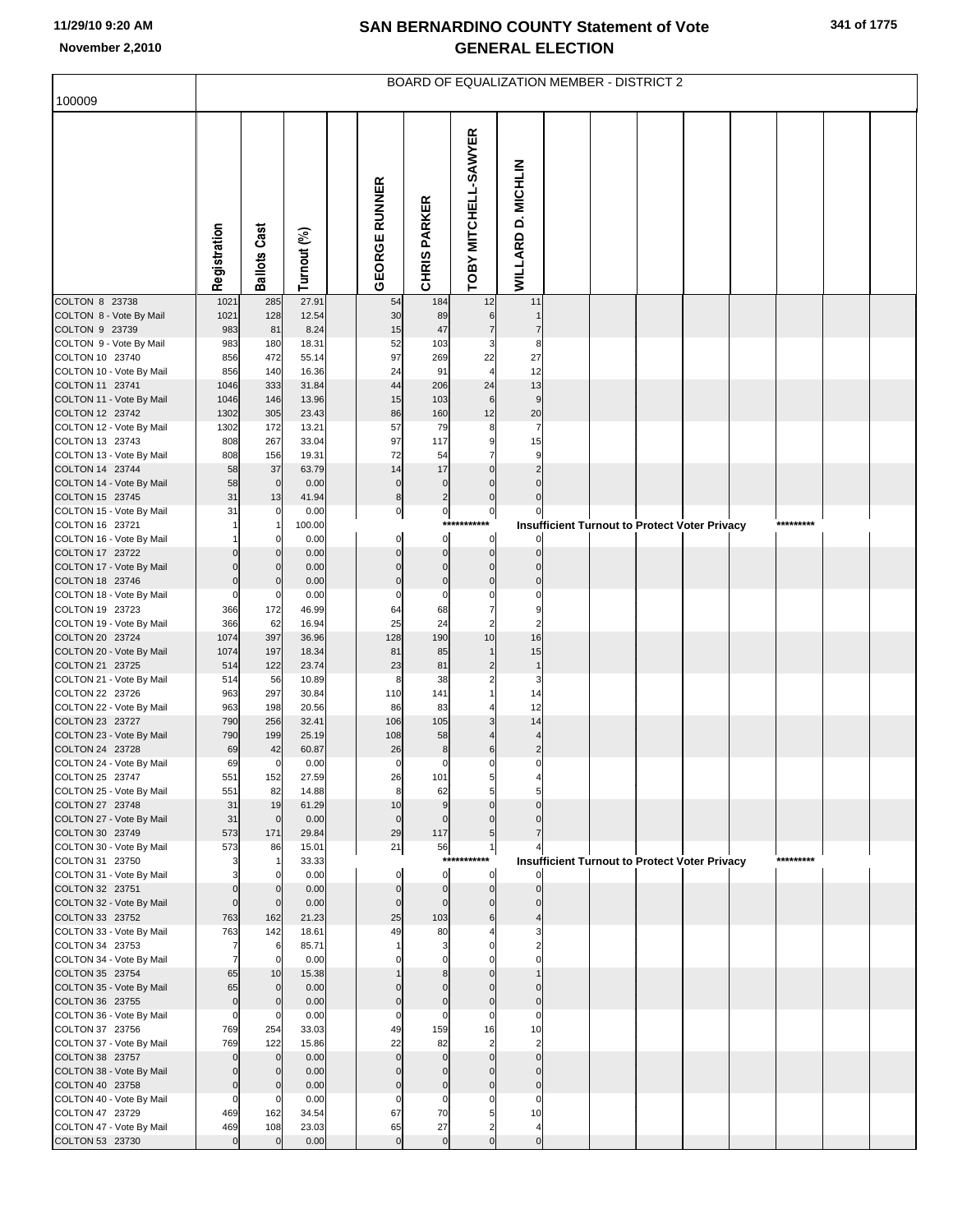# SAN BERNARDINO COUNTY Statement of Vote
## GENERAL ELECTION

BOARD OF EQUALIZATION MEMBER - DISTRICT 2

100009

| | Registration | Ballots Cast | Turnout (%) | GEORGE RUNNER | CHRIS PARKER | TOBY MITCHELL-SAWYER | WILLARD D. MICHLIN |
|---|---|---|---|---|---|---|---|
| COLTON 8 23738 | 1021 | 285 | 27.91 | 54 | 184 | 12 | 11 |
| COLTON 8 - Vote By Mail | 1021 | 128 | 12.54 | 30 | 89 | 6 | 1 |
| COLTON 9 23739 | 983 | 81 | 8.24 | 15 | 47 | 7 | 7 |
| COLTON 9 - Vote By Mail | 983 | 180 | 18.31 | 52 | 103 | 3 | 8 |
| COLTON 10 23740 | 856 | 472 | 55.14 | 97 | 269 | 22 | 27 |
| COLTON 10 - Vote By Mail | 856 | 140 | 16.36 | 24 | 91 | 4 | 12 |
| COLTON 11 23741 | 1046 | 333 | 31.84 | 44 | 206 | 24 | 13 |
| COLTON 11 - Vote By Mail | 1046 | 146 | 13.96 | 15 | 103 | 6 | 9 |
| COLTON 12 23742 | 1302 | 305 | 23.43 | 86 | 160 | 12 | 20 |
| COLTON 12 - Vote By Mail | 1302 | 172 | 13.21 | 57 | 79 | 8 | 7 |
| COLTON 13 23743 | 808 | 267 | 33.04 | 97 | 117 | 9 | 15 |
| COLTON 13 - Vote By Mail | 808 | 156 | 19.31 | 72 | 54 | 7 | 9 |
| COLTON 14 23744 | 58 | 37 | 63.79 | 14 | 17 | 0 | 2 |
| COLTON 14 - Vote By Mail | 58 | 0 | 0.00 | 0 | 0 | 0 | 0 |
| COLTON 15 23745 | 31 | 13 | 41.94 | 8 | 2 | 0 | 0 |
| COLTON 15 - Vote By Mail | 31 | 0 | 0.00 | 0 | 0 | 0 | 0 |
| COLTON 16 23721 | 1 | 1 | 100.00 | *********** Insufficient Turnout to Protect Voter Privacy ********* | | | |
| COLTON 16 - Vote By Mail | 1 | 0 | 0.00 | 0 | 0 | 0 | 0 |
| COLTON 17 23722 | 0 | 0 | 0.00 | 0 | 0 | 0 | 0 |
| COLTON 17 - Vote By Mail | 0 | 0 | 0.00 | 0 | 0 | 0 | 0 |
| COLTON 18 23746 | 0 | 0 | 0.00 | 0 | 0 | 0 | 0 |
| COLTON 18 - Vote By Mail | 0 | 0 | 0.00 | 0 | 0 | 0 | 0 |
| COLTON 19 23723 | 366 | 172 | 46.99 | 64 | 68 | 7 | 9 |
| COLTON 19 - Vote By Mail | 366 | 62 | 16.94 | 25 | 24 | 2 | 2 |
| COLTON 20 23724 | 1074 | 397 | 36.96 | 128 | 190 | 10 | 16 |
| COLTON 20 - Vote By Mail | 1074 | 197 | 18.34 | 81 | 85 | 1 | 15 |
| COLTON 21 23725 | 514 | 122 | 23.74 | 23 | 81 | 2 | 1 |
| COLTON 21 - Vote By Mail | 514 | 56 | 10.89 | 8 | 38 | 2 | 3 |
| COLTON 22 23726 | 963 | 297 | 30.84 | 110 | 141 | 1 | 14 |
| COLTON 22 - Vote By Mail | 963 | 198 | 20.56 | 86 | 83 | 4 | 12 |
| COLTON 23 23727 | 790 | 256 | 32.41 | 106 | 105 | 3 | 14 |
| COLTON 23 - Vote By Mail | 790 | 199 | 25.19 | 108 | 58 | 4 | 4 |
| COLTON 24 23728 | 69 | 42 | 60.87 | 26 | 8 | 6 | 2 |
| COLTON 24 - Vote By Mail | 69 | 0 | 0.00 | 0 | 0 | 0 | 0 |
| COLTON 25 23747 | 551 | 152 | 27.59 | 26 | 101 | 5 | 4 |
| COLTON 25 - Vote By Mail | 551 | 82 | 14.88 | 8 | 62 | 5 | 5 |
| COLTON 27 23748 | 31 | 19 | 61.29 | 10 | 9 | 0 | 0 |
| COLTON 27 - Vote By Mail | 31 | 0 | 0.00 | 0 | 0 | 0 | 0 |
| COLTON 30 23749 | 573 | 171 | 29.84 | 29 | 117 | 5 | 7 |
| COLTON 30 - Vote By Mail | 573 | 86 | 15.01 | 21 | 56 | 1 | 4 |
| COLTON 31 23750 | 3 | 1 | 33.33 | *********** Insufficient Turnout to Protect Voter Privacy ********* | | | |
| COLTON 31 - Vote By Mail | 3 | 0 | 0.00 | 0 | 0 | 0 | 0 |
| COLTON 32 23751 | 0 | 0 | 0.00 | 0 | 0 | 0 | 0 |
| COLTON 32 - Vote By Mail | 0 | 0 | 0.00 | 0 | 0 | 0 | 0 |
| COLTON 33 23752 | 763 | 162 | 21.23 | 25 | 103 | 6 | 4 |
| COLTON 33 - Vote By Mail | 763 | 142 | 18.61 | 49 | 80 | 4 | 3 |
| COLTON 34 23753 | 7 | 6 | 85.71 | 1 | 3 | 0 | 2 |
| COLTON 34 - Vote By Mail | 7 | 0 | 0.00 | 0 | 0 | 0 | 0 |
| COLTON 35 23754 | 65 | 10 | 15.38 | 1 | 8 | 0 | 1 |
| COLTON 35 - Vote By Mail | 65 | 0 | 0.00 | 0 | 0 | 0 | 0 |
| COLTON 36 23755 | 0 | 0 | 0.00 | 0 | 0 | 0 | 0 |
| COLTON 36 - Vote By Mail | 0 | 0 | 0.00 | 0 | 0 | 0 | 0 |
| COLTON 37 23756 | 769 | 254 | 33.03 | 49 | 159 | 16 | 10 |
| COLTON 37 - Vote By Mail | 769 | 122 | 15.86 | 22 | 82 | 2 | 2 |
| COLTON 38 23757 | 0 | 0 | 0.00 | 0 | 0 | 0 | 0 |
| COLTON 38 - Vote By Mail | 0 | 0 | 0.00 | 0 | 0 | 0 | 0 |
| COLTON 40 23758 | 0 | 0 | 0.00 | 0 | 0 | 0 | 0 |
| COLTON 40 - Vote By Mail | 0 | 0 | 0.00 | 0 | 0 | 0 | 0 |
| COLTON 47 23729 | 469 | 162 | 34.54 | 67 | 70 | 5 | 10 |
| COLTON 47 - Vote By Mail | 469 | 108 | 23.03 | 65 | 27 | 2 | 4 |
| COLTON 53 23730 | 0 | 0 | 0.00 | 0 | 0 | 0 | 0 |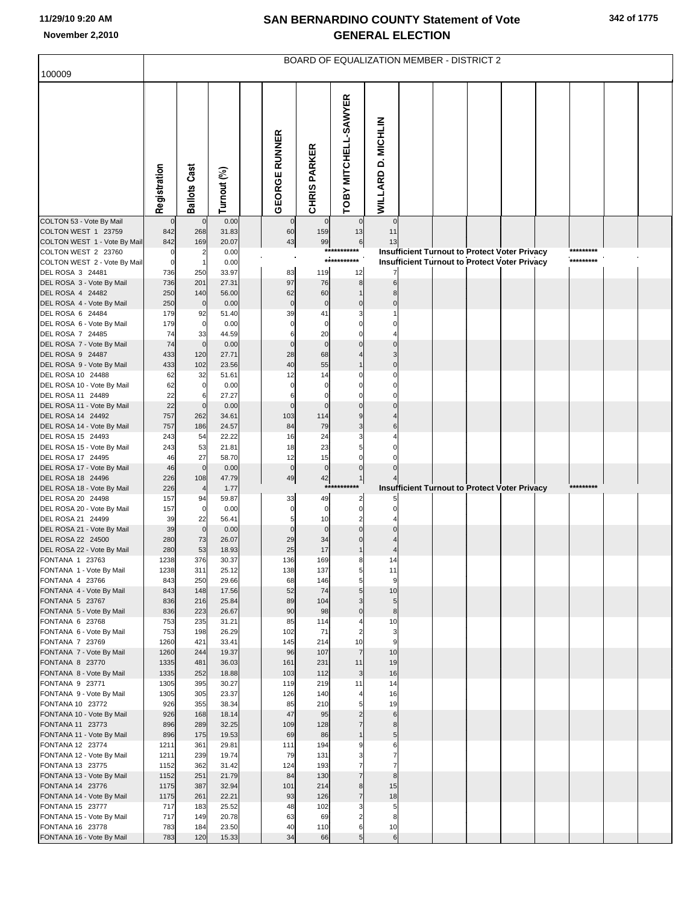# SAN BERNARDINO COUNTY Statement of Vote
## GENERAL ELECTION

11/29/10 9:20 AM
November 2,2010

### BOARD OF EQUALIZATION MEMBER - DISTRICT 2

100009

| | Registration | Ballots Cast | Turnout (%) | GEORGE RUNNER | CHRIS PARKER | TOBY MITCHELL-SAWYER | WILLARD D. MICHLIN |
|---|---|---|---|---|---|---|---|
| COLTON 53 - Vote By Mail | 0 | 0 | 0.00 | 0 | 0 | 0 | 0 |
| COLTON WEST 1 23759 | 842 | 268 | 31.83 | 60 | 159 | 13 | 11 |
| COLTON WEST 1 - Vote By Mail | 842 | 169 | 20.07 | 43 | 99 | 6 | 13 |
| COLTON WEST 2 23760 | 0 | 2 | 0.00 | *********** Insufficient Turnout to Protect Voter Privacy ********* | | | |
| COLTON WEST 2 - Vote By Mail | 0 | 1 | 0.00 | *********** Insufficient Turnout to Protect Voter Privacy ********* | | | |
| DEL ROSA 3 24481 | 736 | 250 | 33.97 | 83 | 119 | 12 | 7 |
| DEL ROSA 3 - Vote By Mail | 736 | 201 | 27.31 | 97 | 76 | 8 | 6 |
| DEL ROSA 4 24482 | 250 | 140 | 56.00 | 62 | 60 | 1 | 8 |
| DEL ROSA 4 - Vote By Mail | 250 | 0 | 0.00 | 0 | 0 | 0 | 0 |
| DEL ROSA 6 24484 | 179 | 92 | 51.40 | 39 | 41 | 3 | 1 |
| DEL ROSA 6 - Vote By Mail | 179 | 0 | 0.00 | 0 | 0 | 0 | 0 |
| DEL ROSA 7 24485 | 74 | 33 | 44.59 | 6 | 20 | 0 | 4 |
| DEL ROSA 7 - Vote By Mail | 74 | 0 | 0.00 | 0 | 0 | 0 | 0 |
| DEL ROSA 9 24487 | 433 | 120 | 27.71 | 28 | 68 | 4 | 3 |
| DEL ROSA 9 - Vote By Mail | 433 | 102 | 23.56 | 40 | 55 | 1 | 0 |
| DEL ROSA 10 24488 | 62 | 32 | 51.61 | 12 | 14 | 0 | 0 |
| DEL ROSA 10 - Vote By Mail | 62 | 0 | 0.00 | 0 | 0 | 0 | 0 |
| DEL ROSA 11 24489 | 22 | 6 | 27.27 | 6 | 0 | 0 | 0 |
| DEL ROSA 11 - Vote By Mail | 22 | 0 | 0.00 | 0 | 0 | 0 | 0 |
| DEL ROSA 14 24492 | 757 | 262 | 34.61 | 103 | 114 | 9 | 4 |
| DEL ROSA 14 - Vote By Mail | 757 | 186 | 24.57 | 84 | 79 | 3 | 6 |
| DEL ROSA 15 24493 | 243 | 54 | 22.22 | 16 | 24 | 3 | 4 |
| DEL ROSA 15 - Vote By Mail | 243 | 53 | 21.81 | 18 | 23 | 5 | 0 |
| DEL ROSA 17 24495 | 46 | 27 | 58.70 | 12 | 15 | 0 | 0 |
| DEL ROSA 17 - Vote By Mail | 46 | 0 | 0.00 | 0 | 0 | 0 | 0 |
| DEL ROSA 18 24496 | 226 | 108 | 47.79 | 49 | 42 | 1 | 4 |
| DEL ROSA 18 - Vote By Mail | 226 | 4 | 1.77 | *********** Insufficient Turnout to Protect Voter Privacy ********* | | | |
| DEL ROSA 20 24498 | 157 | 94 | 59.87 | 33 | 49 | 2 | 5 |
| DEL ROSA 20 - Vote By Mail | 157 | 0 | 0.00 | 0 | 0 | 0 | 0 |
| DEL ROSA 21 24499 | 39 | 22 | 56.41 | 5 | 10 | 2 | 4 |
| DEL ROSA 21 - Vote By Mail | 39 | 0 | 0.00 | 0 | 0 | 0 | 0 |
| DEL ROSA 22 24500 | 280 | 73 | 26.07 | 29 | 34 | 0 | 4 |
| DEL ROSA 22 - Vote By Mail | 280 | 53 | 18.93 | 25 | 17 | 1 | 4 |
| FONTANA 1 23763 | 1238 | 376 | 30.37 | 136 | 169 | 8 | 14 |
| FONTANA 1 - Vote By Mail | 1238 | 311 | 25.12 | 138 | 137 | 5 | 11 |
| FONTANA 4 23766 | 843 | 250 | 29.66 | 68 | 146 | 5 | 9 |
| FONTANA 4 - Vote By Mail | 843 | 148 | 17.56 | 52 | 74 | 5 | 10 |
| FONTANA 5 23767 | 836 | 216 | 25.84 | 89 | 104 | 3 | 5 |
| FONTANA 5 - Vote By Mail | 836 | 223 | 26.67 | 90 | 98 | 0 | 8 |
| FONTANA 6 23768 | 753 | 235 | 31.21 | 85 | 114 | 4 | 10 |
| FONTANA 6 - Vote By Mail | 753 | 198 | 26.29 | 102 | 71 | 2 | 3 |
| FONTANA 7 23769 | 1260 | 421 | 33.41 | 145 | 214 | 10 | 9 |
| FONTANA 7 - Vote By Mail | 1260 | 244 | 19.37 | 96 | 107 | 7 | 10 |
| FONTANA 8 23770 | 1335 | 481 | 36.03 | 161 | 231 | 11 | 19 |
| FONTANA 8 - Vote By Mail | 1335 | 252 | 18.88 | 103 | 112 | 3 | 16 |
| FONTANA 9 23771 | 1305 | 395 | 30.27 | 119 | 219 | 11 | 14 |
| FONTANA 9 - Vote By Mail | 1305 | 305 | 23.37 | 126 | 140 | 4 | 16 |
| FONTANA 10 23772 | 926 | 355 | 38.34 | 85 | 210 | 5 | 19 |
| FONTANA 10 - Vote By Mail | 926 | 168 | 18.14 | 47 | 95 | 2 | 6 |
| FONTANA 11 23773 | 896 | 289 | 32.25 | 109 | 128 | 7 | 8 |
| FONTANA 11 - Vote By Mail | 896 | 175 | 19.53 | 69 | 86 | 1 | 5 |
| FONTANA 12 23774 | 1211 | 361 | 29.81 | 111 | 194 | 9 | 6 |
| FONTANA 12 - Vote By Mail | 1211 | 239 | 19.74 | 79 | 131 | 3 | 7 |
| FONTANA 13 23775 | 1152 | 362 | 31.42 | 124 | 193 | 7 | 7 |
| FONTANA 13 - Vote By Mail | 1152 | 251 | 21.79 | 84 | 130 | 7 | 8 |
| FONTANA 14 23776 | 1175 | 387 | 32.94 | 101 | 214 | 8 | 15 |
| FONTANA 14 - Vote By Mail | 1175 | 261 | 22.21 | 93 | 126 | 7 | 18 |
| FONTANA 15 23777 | 717 | 183 | 25.52 | 48 | 102 | 3 | 5 |
| FONTANA 15 - Vote By Mail | 717 | 149 | 20.78 | 63 | 69 | 2 | 8 |
| FONTANA 16 23778 | 783 | 184 | 23.50 | 40 | 110 | 6 | 10 |
| FONTANA 16 - Vote By Mail | 783 | 120 | 15.33 | 34 | 66 | 5 | 6 |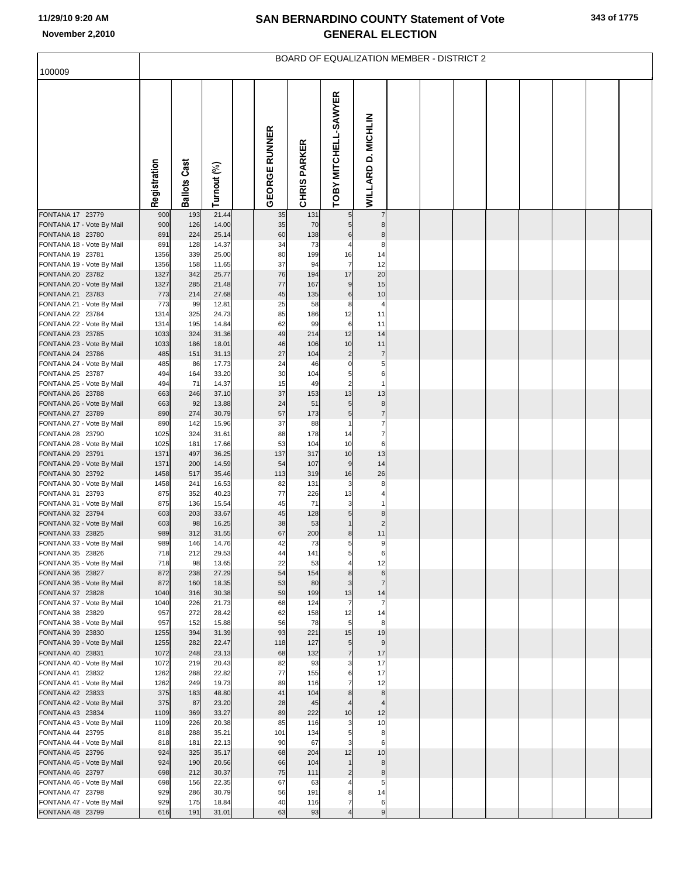# SAN BERNARDINO COUNTY Statement of Vote
## GENERAL ELECTION

November 2,2010

BOARD OF EQUALIZATION MEMBER - DISTRICT 2

100009

| | Registration | Ballots Cast | Turnout (%) | | GEORGE RUNNER | CHRIS PARKER | TOBY MITCHELL-SAWYER | WILLARD D. MICHLIN |
|---|---|---|---|---|---|---|---|---|
| FONTANA 17 23779 | 900 | 193 | 21.44 | | 35 | 131 | 5 | 7 |
| FONTANA 17 - Vote By Mail | 900 | 126 | 14.00 | | 35 | 70 | 5 | 8 |
| FONTANA 18 23780 | 891 | 224 | 25.14 | | 60 | 138 | 6 | 8 |
| FONTANA 18 - Vote By Mail | 891 | 128 | 14.37 | | 34 | 73 | 4 | 8 |
| FONTANA 19 23781 | 1356 | 339 | 25.00 | | 80 | 199 | 16 | 14 |
| FONTANA 19 - Vote By Mail | 1356 | 158 | 11.65 | | 37 | 94 | 7 | 12 |
| FONTANA 20 23782 | 1327 | 342 | 25.77 | | 76 | 194 | 17 | 20 |
| FONTANA 20 - Vote By Mail | 1327 | 285 | 21.48 | | 77 | 167 | 9 | 15 |
| FONTANA 21 23783 | 773 | 214 | 27.68 | | 45 | 135 | 6 | 10 |
| FONTANA 21 - Vote By Mail | 773 | 99 | 12.81 | | 25 | 58 | 8 | 4 |
| FONTANA 22 23784 | 1314 | 325 | 24.73 | | 85 | 186 | 12 | 11 |
| FONTANA 22 - Vote By Mail | 1314 | 195 | 14.84 | | 62 | 99 | 6 | 11 |
| FONTANA 23 23785 | 1033 | 324 | 31.36 | | 49 | 214 | 12 | 14 |
| FONTANA 23 - Vote By Mail | 1033 | 186 | 18.01 | | 46 | 106 | 10 | 11 |
| FONTANA 24 23786 | 485 | 151 | 31.13 | | 27 | 104 | 2 | 7 |
| FONTANA 24 - Vote By Mail | 485 | 86 | 17.73 | | 24 | 46 | 0 | 5 |
| FONTANA 25 23787 | 494 | 164 | 33.20 | | 30 | 104 | 5 | 6 |
| FONTANA 25 - Vote By Mail | 494 | 71 | 14.37 | | 15 | 49 | 2 | 1 |
| FONTANA 26 23788 | 663 | 246 | 37.10 | | 37 | 153 | 13 | 13 |
| FONTANA 26 - Vote By Mail | 663 | 92 | 13.88 | | 24 | 51 | 5 | 8 |
| FONTANA 27 23789 | 890 | 274 | 30.79 | | 57 | 173 | 5 | 7 |
| FONTANA 27 - Vote By Mail | 890 | 142 | 15.96 | | 37 | 88 | 1 | 7 |
| FONTANA 28 23790 | 1025 | 324 | 31.61 | | 88 | 178 | 14 | 7 |
| FONTANA 28 - Vote By Mail | 1025 | 181 | 17.66 | | 53 | 104 | 10 | 6 |
| FONTANA 29 23791 | 1371 | 497 | 36.25 | | 137 | 317 | 10 | 13 |
| FONTANA 29 - Vote By Mail | 1371 | 200 | 14.59 | | 54 | 107 | 9 | 14 |
| FONTANA 30 23792 | 1458 | 517 | 35.46 | | 113 | 319 | 16 | 26 |
| FONTANA 30 - Vote By Mail | 1458 | 241 | 16.53 | | 82 | 131 | 3 | 8 |
| FONTANA 31 23793 | 875 | 352 | 40.23 | | 77 | 226 | 13 | 4 |
| FONTANA 31 - Vote By Mail | 875 | 136 | 15.54 | | 45 | 71 | 3 | 1 |
| FONTANA 32 23794 | 603 | 203 | 33.67 | | 45 | 128 | 5 | 8 |
| FONTANA 32 - Vote By Mail | 603 | 98 | 16.25 | | 38 | 53 | 1 | 2 |
| FONTANA 33 23825 | 989 | 312 | 31.55 | | 67 | 200 | 8 | 11 |
| FONTANA 33 - Vote By Mail | 989 | 146 | 14.76 | | 42 | 73 | 5 | 9 |
| FONTANA 35 23826 | 718 | 212 | 29.53 | | 44 | 141 | 5 | 6 |
| FONTANA 35 - Vote By Mail | 718 | 98 | 13.65 | | 22 | 53 | 4 | 12 |
| FONTANA 36 23827 | 872 | 238 | 27.29 | | 54 | 154 | 8 | 6 |
| FONTANA 36 - Vote By Mail | 872 | 160 | 18.35 | | 53 | 80 | 3 | 7 |
| FONTANA 37 23828 | 1040 | 316 | 30.38 | | 59 | 199 | 13 | 14 |
| FONTANA 37 - Vote By Mail | 1040 | 226 | 21.73 | | 68 | 124 | 7 | 7 |
| FONTANA 38 23829 | 957 | 272 | 28.42 | | 62 | 158 | 12 | 14 |
| FONTANA 38 - Vote By Mail | 957 | 152 | 15.88 | | 56 | 78 | 5 | 8 |
| FONTANA 39 23830 | 1255 | 394 | 31.39 | | 93 | 221 | 15 | 19 |
| FONTANA 39 - Vote By Mail | 1255 | 282 | 22.47 | | 118 | 127 | 5 | 9 |
| FONTANA 40 23831 | 1072 | 248 | 23.13 | | 68 | 132 | 7 | 17 |
| FONTANA 40 - Vote By Mail | 1072 | 219 | 20.43 | | 82 | 93 | 3 | 17 |
| FONTANA 41 23832 | 1262 | 288 | 22.82 | | 77 | 155 | 6 | 17 |
| FONTANA 41 - Vote By Mail | 1262 | 249 | 19.73 | | 89 | 116 | 7 | 12 |
| FONTANA 42 23833 | 375 | 183 | 48.80 | | 41 | 104 | 8 | 8 |
| FONTANA 42 - Vote By Mail | 375 | 87 | 23.20 | | 28 | 45 | 4 | 4 |
| FONTANA 43 23834 | 1109 | 369 | 33.27 | | 89 | 222 | 10 | 12 |
| FONTANA 43 - Vote By Mail | 1109 | 226 | 20.38 | | 85 | 116 | 3 | 10 |
| FONTANA 44 23795 | 818 | 288 | 35.21 | | 101 | 134 | 5 | 8 |
| FONTANA 44 - Vote By Mail | 818 | 181 | 22.13 | | 90 | 67 | 3 | 6 |
| FONTANA 45 23796 | 924 | 325 | 35.17 | | 68 | 204 | 12 | 10 |
| FONTANA 45 - Vote By Mail | 924 | 190 | 20.56 | | 66 | 104 | 1 | 8 |
| FONTANA 46 23797 | 698 | 212 | 30.37 | | 75 | 111 | 2 | 8 |
| FONTANA 46 - Vote By Mail | 698 | 156 | 22.35 | | 67 | 63 | 4 | 5 |
| FONTANA 47 23798 | 929 | 286 | 30.79 | | 56 | 191 | 8 | 14 |
| FONTANA 47 - Vote By Mail | 929 | 175 | 18.84 | | 40 | 116 | 7 | 6 |
| FONTANA 48 23799 | 616 | 191 | 31.01 | | 63 | 93 | 4 | 9 |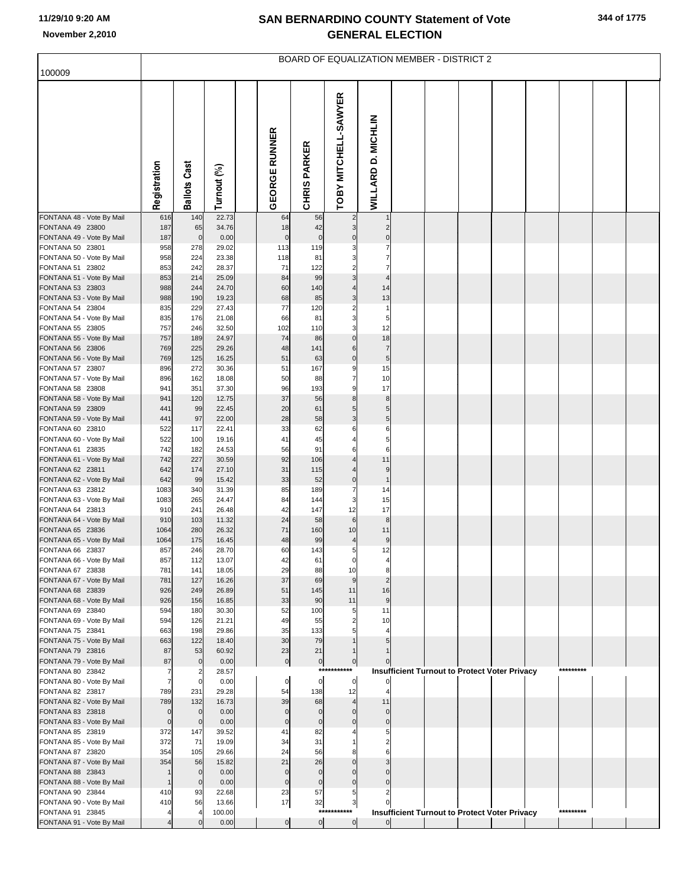# SAN BERNARDINO COUNTY Statement of Vote
# GENERAL ELECTION

11/29/10 9:20 AM
November 2,2010

## BOARD OF EQUALIZATION MEMBER - DISTRICT 2

100009

| | Registration | Ballots Cast | Turnout (%) | GEORGE RUNNER | CHRIS PARKER | TOBY MITCHELL-SAWYER | WILLARD D. MICHLIN |
|---|---|---|---|---|---|---|---|
| FONTANA 48 - Vote By Mail | 616 | 140 | 22.73 | 64 | 56 | 2 | 1 |
| FONTANA 49 23800 | 187 | 65 | 34.76 | 18 | 42 | 3 | 2 |
| FONTANA 49 - Vote By Mail | 187 | 0 | 0.00 | 0 | 0 | 0 | 0 |
| FONTANA 50 23801 | 958 | 278 | 29.02 | 113 | 119 | 3 | 7 |
| FONTANA 50 - Vote By Mail | 958 | 224 | 23.38 | 118 | 81 | 3 | 7 |
| FONTANA 51 23802 | 853 | 242 | 28.37 | 71 | 122 | 2 | 7 |
| FONTANA 51 - Vote By Mail | 853 | 214 | 25.09 | 84 | 99 | 3 | 4 |
| FONTANA 53 23803 | 988 | 244 | 24.70 | 60 | 140 | 4 | 14 |
| FONTANA 53 - Vote By Mail | 988 | 190 | 19.23 | 68 | 85 | 3 | 13 |
| FONTANA 54 23804 | 835 | 229 | 27.43 | 77 | 120 | 2 | 1 |
| FONTANA 54 - Vote By Mail | 835 | 176 | 21.08 | 66 | 81 | 3 | 5 |
| FONTANA 55 23805 | 757 | 246 | 32.50 | 102 | 110 | 3 | 12 |
| FONTANA 55 - Vote By Mail | 757 | 189 | 24.97 | 74 | 86 | 0 | 18 |
| FONTANA 56 23806 | 769 | 225 | 29.26 | 48 | 141 | 6 | 7 |
| FONTANA 56 - Vote By Mail | 769 | 125 | 16.25 | 51 | 63 | 0 | 5 |
| FONTANA 57 23807 | 896 | 272 | 30.36 | 51 | 167 | 9 | 15 |
| FONTANA 57 - Vote By Mail | 896 | 162 | 18.08 | 50 | 88 | 7 | 10 |
| FONTANA 58 23808 | 941 | 351 | 37.30 | 96 | 193 | 9 | 17 |
| FONTANA 58 - Vote By Mail | 941 | 120 | 12.75 | 37 | 56 | 8 | 8 |
| FONTANA 59 23809 | 441 | 99 | 22.45 | 20 | 61 | 5 | 5 |
| FONTANA 59 - Vote By Mail | 441 | 97 | 22.00 | 28 | 58 | 3 | 5 |
| FONTANA 60 23810 | 522 | 117 | 22.41 | 33 | 62 | 6 | 6 |
| FONTANA 60 - Vote By Mail | 522 | 100 | 19.16 | 41 | 45 | 4 | 5 |
| FONTANA 61 23835 | 742 | 182 | 24.53 | 56 | 91 | 6 | 6 |
| FONTANA 61 - Vote By Mail | 742 | 227 | 30.59 | 92 | 106 | 4 | 11 |
| FONTANA 62 23811 | 642 | 174 | 27.10 | 31 | 115 | 4 | 9 |
| FONTANA 62 - Vote By Mail | 642 | 99 | 15.42 | 33 | 52 | 0 | 1 |
| FONTANA 63 23812 | 1083 | 340 | 31.39 | 85 | 189 | 7 | 14 |
| FONTANA 63 - Vote By Mail | 1083 | 265 | 24.47 | 84 | 144 | 3 | 15 |
| FONTANA 64 23813 | 910 | 241 | 26.48 | 42 | 147 | 12 | 17 |
| FONTANA 64 - Vote By Mail | 910 | 103 | 11.32 | 24 | 58 | 6 | 8 |
| FONTANA 65 23836 | 1064 | 280 | 26.32 | 71 | 160 | 10 | 11 |
| FONTANA 65 - Vote By Mail | 1064 | 175 | 16.45 | 48 | 99 | 4 | 9 |
| FONTANA 66 23837 | 857 | 246 | 28.70 | 60 | 143 | 5 | 12 |
| FONTANA 66 - Vote By Mail | 857 | 112 | 13.07 | 42 | 61 | 0 | 4 |
| FONTANA 67 23838 | 781 | 141 | 18.05 | 29 | 88 | 10 | 8 |
| FONTANA 67 - Vote By Mail | 781 | 127 | 16.26 | 37 | 69 | 9 | 2 |
| FONTANA 68 23839 | 926 | 249 | 26.89 | 51 | 145 | 11 | 16 |
| FONTANA 68 - Vote By Mail | 926 | 156 | 16.85 | 33 | 90 | 11 | 9 |
| FONTANA 69 23840 | 594 | 180 | 30.30 | 52 | 100 | 5 | 11 |
| FONTANA 69 - Vote By Mail | 594 | 126 | 21.21 | 49 | 55 | 2 | 10 |
| FONTANA 75 23841 | 663 | 198 | 29.86 | 35 | 133 | 5 | 4 |
| FONTANA 75 - Vote By Mail | 663 | 122 | 18.40 | 30 | 79 | 1 | 5 |
| FONTANA 79 23816 | 87 | 53 | 60.92 | 23 | 21 | 1 | 1 |
| FONTANA 79 - Vote By Mail | 87 | 0 | 0.00 | 0 | 0 | 0 | 0 |
| FONTANA 80 23842 | 7 | 2 | 28.57 | | | *********** Insufficient Turnout to Protect Voter Privacy ********* | |
| FONTANA 80 - Vote By Mail | 7 | 0 | 0.00 | 0 | 0 | 0 | 0 |
| FONTANA 82 23817 | 789 | 231 | 29.28 | 54 | 138 | 12 | 4 |
| FONTANA 82 - Vote By Mail | 789 | 132 | 16.73 | 39 | 68 | 4 | 11 |
| FONTANA 83 23818 | 0 | 0 | 0.00 | 0 | 0 | 0 | 0 |
| FONTANA 83 - Vote By Mail | 0 | 0 | 0.00 | 0 | 0 | 0 | 0 |
| FONTANA 85 23819 | 372 | 147 | 39.52 | 41 | 82 | 4 | 5 |
| FONTANA 85 - Vote By Mail | 372 | 71 | 19.09 | 34 | 31 | 1 | 2 |
| FONTANA 87 23820 | 354 | 105 | 29.66 | 24 | 56 | 8 | 6 |
| FONTANA 87 - Vote By Mail | 354 | 56 | 15.82 | 21 | 26 | 0 | 3 |
| FONTANA 88 23843 | 1 | 0 | 0.00 | 0 | 0 | 0 | 0 |
| FONTANA 88 - Vote By Mail | 1 | 0 | 0.00 | 0 | 0 | 0 | 0 |
| FONTANA 90 23844 | 410 | 93 | 22.68 | 23 | 57 | 5 | 2 |
| FONTANA 90 - Vote By Mail | 410 | 56 | 13.66 | 17 | 32 | 3 | 0 |
| FONTANA 91 23845 | 4 | 4 | 100.00 | | | *********** Insufficient Turnout to Protect Voter Privacy ********* | |
| FONTANA 91 - Vote By Mail | 4 | 0 | 0.00 | 0 | 0 | 0 | 0 |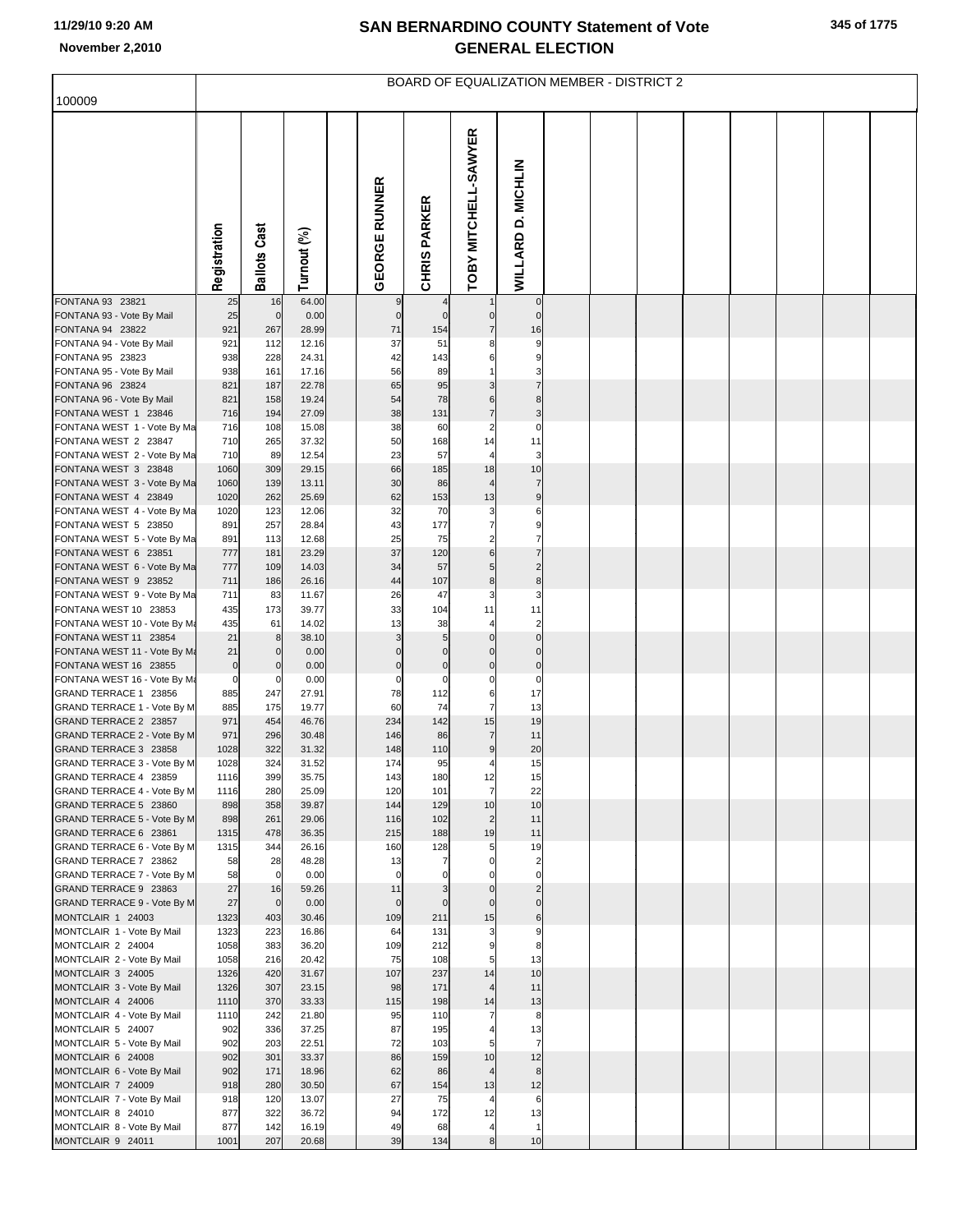# SAN BERNARDINO COUNTY Statement of Vote
## GENERAL ELECTION

November 2,2010

BOARD OF EQUALIZATION MEMBER - DISTRICT 2

100009

| | Registration | Ballots Cast | Turnout (%) | | GEORGE RUNNER | CHRIS PARKER | TOBY MITCHELL-SAWYER | WILLARD D. MICHLIN |
|---|---|---|---|---|---|---|---|---|
| FONTANA 93 23821 | 25 | 16 | 64.00 | | 9 | 4 | 1 | 0 |
| FONTANA 93 - Vote By Mail | 25 | 0 | 0.00 | | 0 | 0 | 0 | 0 |
| FONTANA 94 23822 | 921 | 267 | 28.99 | | 71 | 154 | 7 | 16 |
| FONTANA 94 - Vote By Mail | 921 | 112 | 12.16 | | 37 | 51 | 8 | 9 |
| FONTANA 95 23823 | 938 | 228 | 24.31 | | 42 | 143 | 6 | 9 |
| FONTANA 95 - Vote By Mail | 938 | 161 | 17.16 | | 56 | 89 | 1 | 3 |
| FONTANA 96 23824 | 821 | 187 | 22.78 | | 65 | 95 | 3 | 7 |
| FONTANA 96 - Vote By Mail | 821 | 158 | 19.24 | | 54 | 78 | 6 | 8 |
| FONTANA WEST 1 23846 | 716 | 194 | 27.09 | | 38 | 131 | 7 | 3 |
| FONTANA WEST 1 - Vote By Ma | 716 | 108 | 15.08 | | 38 | 60 | 2 | 0 |
| FONTANA WEST 2 23847 | 710 | 265 | 37.32 | | 50 | 168 | 14 | 11 |
| FONTANA WEST 2 - Vote By Ma | 710 | 89 | 12.54 | | 23 | 57 | 4 | 3 |
| FONTANA WEST 3 23848 | 1060 | 309 | 29.15 | | 66 | 185 | 18 | 10 |
| FONTANA WEST 3 - Vote By Ma | 1060 | 139 | 13.11 | | 30 | 86 | 4 | 7 |
| FONTANA WEST 4 23849 | 1020 | 262 | 25.69 | | 62 | 153 | 13 | 9 |
| FONTANA WEST 4 - Vote By Ma | 1020 | 123 | 12.06 | | 32 | 70 | 3 | 6 |
| FONTANA WEST 5 23850 | 891 | 257 | 28.84 | | 43 | 177 | 7 | 9 |
| FONTANA WEST 5 - Vote By Ma | 891 | 113 | 12.68 | | 25 | 75 | 2 | 7 |
| FONTANA WEST 6 23851 | 777 | 181 | 23.29 | | 37 | 120 | 6 | 7 |
| FONTANA WEST 6 - Vote By Ma | 777 | 109 | 14.03 | | 34 | 57 | 5 | 2 |
| FONTANA WEST 9 23852 | 711 | 186 | 26.16 | | 44 | 107 | 8 | 8 |
| FONTANA WEST 9 - Vote By Ma | 711 | 83 | 11.67 | | 26 | 47 | 3 | 3 |
| FONTANA WEST 10 23853 | 435 | 173 | 39.77 | | 33 | 104 | 11 | 11 |
| FONTANA WEST 10 - Vote By Ma | 435 | 61 | 14.02 | | 13 | 38 | 4 | 2 |
| FONTANA WEST 11 23854 | 21 | 8 | 38.10 | | 3 | 5 | 0 | 0 |
| FONTANA WEST 11 - Vote By Ma | 21 | 0 | 0.00 | | 0 | 0 | 0 | 0 |
| FONTANA WEST 16 23855 | 0 | 0 | 0.00 | | 0 | 0 | 0 | 0 |
| FONTANA WEST 16 - Vote By Ma | 0 | 0 | 0.00 | | 0 | 0 | 0 | 0 |
| GRAND TERRACE 1 23856 | 885 | 247 | 27.91 | | 78 | 112 | 6 | 17 |
| GRAND TERRACE 1 - Vote By M | 885 | 175 | 19.77 | | 60 | 74 | 7 | 13 |
| GRAND TERRACE 2 23857 | 971 | 454 | 46.76 | | 234 | 142 | 15 | 19 |
| GRAND TERRACE 2 - Vote By M | 971 | 296 | 30.48 | | 146 | 86 | 7 | 11 |
| GRAND TERRACE 3 23858 | 1028 | 322 | 31.32 | | 148 | 110 | 9 | 20 |
| GRAND TERRACE 3 - Vote By M | 1028 | 324 | 31.52 | | 174 | 95 | 4 | 15 |
| GRAND TERRACE 4 23859 | 1116 | 399 | 35.75 | | 143 | 180 | 12 | 15 |
| GRAND TERRACE 4 - Vote By M | 1116 | 280 | 25.09 | | 120 | 101 | 7 | 22 |
| GRAND TERRACE 5 23860 | 898 | 358 | 39.87 | | 144 | 129 | 10 | 10 |
| GRAND TERRACE 5 - Vote By M | 898 | 261 | 29.06 | | 116 | 102 | 2 | 11 |
| GRAND TERRACE 6 23861 | 1315 | 478 | 36.35 | | 215 | 188 | 19 | 11 |
| GRAND TERRACE 6 - Vote By M | 1315 | 344 | 26.16 | | 160 | 128 | 5 | 19 |
| GRAND TERRACE 7 23862 | 58 | 28 | 48.28 | | 13 | 7 | 0 | 2 |
| GRAND TERRACE 7 - Vote By M | 58 | 0 | 0.00 | | 0 | 0 | 0 | 0 |
| GRAND TERRACE 9 23863 | 27 | 16 | 59.26 | | 11 | 3 | 0 | 2 |
| GRAND TERRACE 9 - Vote By M | 27 | 0 | 0.00 | | 0 | 0 | 0 | 0 |
| MONTCLAIR 1 24003 | 1323 | 403 | 30.46 | | 109 | 211 | 15 | 6 |
| MONTCLAIR 1 - Vote By Mail | 1323 | 223 | 16.86 | | 64 | 131 | 3 | 9 |
| MONTCLAIR 2 24004 | 1058 | 383 | 36.20 | | 109 | 212 | 9 | 8 |
| MONTCLAIR 2 - Vote By Mail | 1058 | 216 | 20.42 | | 75 | 108 | 5 | 13 |
| MONTCLAIR 3 24005 | 1326 | 420 | 31.67 | | 107 | 237 | 14 | 10 |
| MONTCLAIR 3 - Vote By Mail | 1326 | 307 | 23.15 | | 98 | 171 | 4 | 11 |
| MONTCLAIR 4 24006 | 1110 | 370 | 33.33 | | 115 | 198 | 14 | 13 |
| MONTCLAIR 4 - Vote By Mail | 1110 | 242 | 21.80 | | 95 | 110 | 7 | 8 |
| MONTCLAIR 5 24007 | 902 | 336 | 37.25 | | 87 | 195 | 4 | 13 |
| MONTCLAIR 5 - Vote By Mail | 902 | 203 | 22.51 | | 72 | 103 | 5 | 7 |
| MONTCLAIR 6 24008 | 902 | 301 | 33.37 | | 86 | 159 | 10 | 12 |
| MONTCLAIR 6 - Vote By Mail | 902 | 171 | 18.96 | | 62 | 86 | 4 | 8 |
| MONTCLAIR 7 24009 | 918 | 280 | 30.50 | | 67 | 154 | 13 | 12 |
| MONTCLAIR 7 - Vote By Mail | 918 | 120 | 13.07 | | 27 | 75 | 4 | 6 |
| MONTCLAIR 8 24010 | 877 | 322 | 36.72 | | 94 | 172 | 12 | 13 |
| MONTCLAIR 8 - Vote By Mail | 877 | 142 | 16.19 | | 49 | 68 | 4 | 1 |
| MONTCLAIR 9 24011 | 1001 | 207 | 20.68 | | 39 | 134 | 8 | 10 |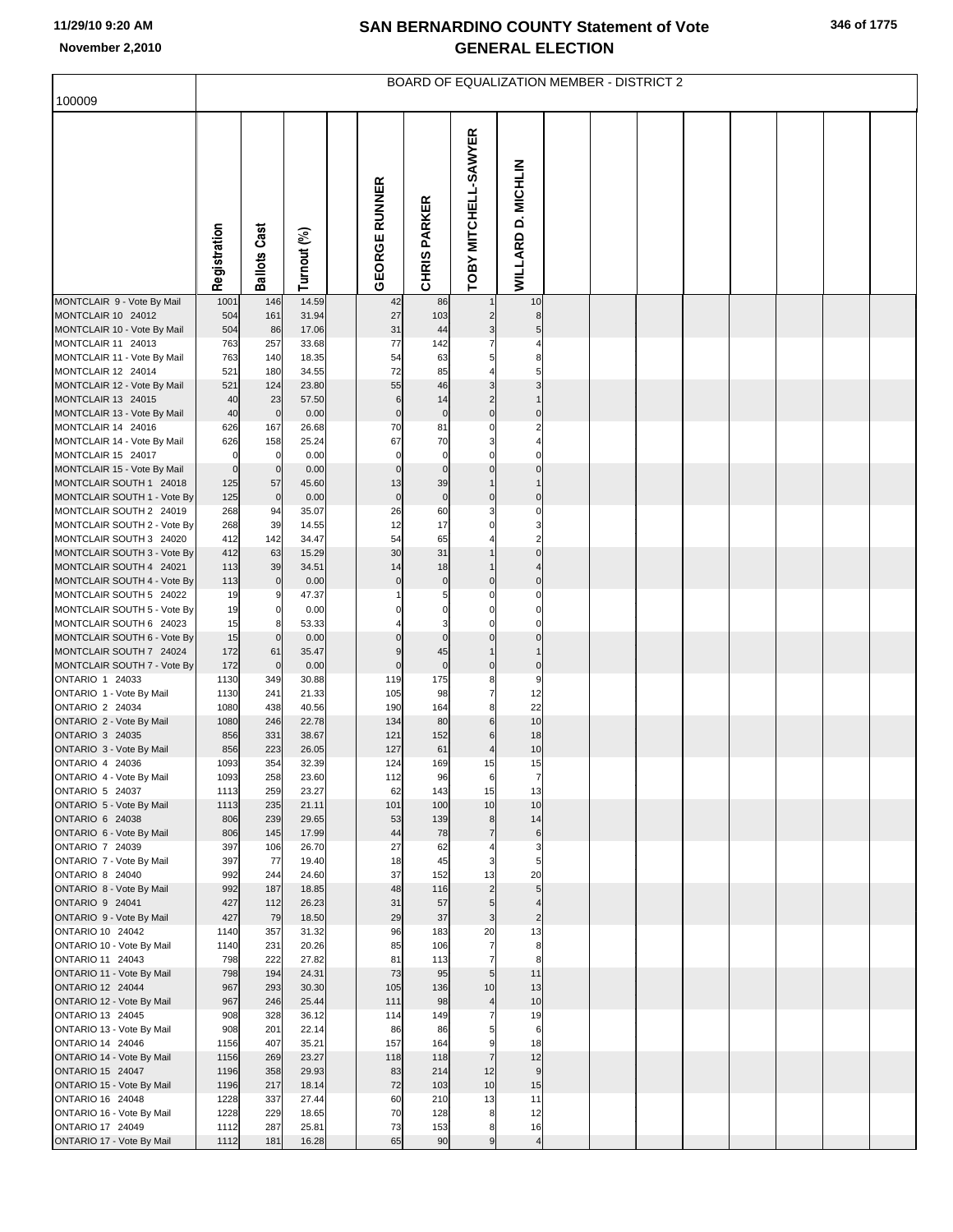# SAN BERNARDINO COUNTY Statement of Vote
# GENERAL ELECTION

11/29/10 9:20 AM
November 2,2010

## BOARD OF EQUALIZATION MEMBER - DISTRICT 2

100009

| | Registration | Ballots Cast | Turnout (%) | GEORGE RUNNER | CHRIS PARKER | TOBY MITCHELL-SAWYER | WILLARD D. MICHLIN |
|---|---|---|---|---|---|---|---|
| MONTCLAIR 9 - Vote By Mail | 1001 | 146 | 14.59 | 42 | 86 | 1 | 10 |
| MONTCLAIR 10 24012 | 504 | 161 | 31.94 | 27 | 103 | 2 | 8 |
| MONTCLAIR 10 - Vote By Mail | 504 | 86 | 17.06 | 31 | 44 | 3 | 5 |
| MONTCLAIR 11 24013 | 763 | 257 | 33.68 | 77 | 142 | 7 | 4 |
| MONTCLAIR 11 - Vote By Mail | 763 | 140 | 18.35 | 54 | 63 | 5 | 8 |
| MONTCLAIR 12 24014 | 521 | 180 | 34.55 | 72 | 85 | 4 | 5 |
| MONTCLAIR 12 - Vote By Mail | 521 | 124 | 23.80 | 55 | 46 | 3 | 3 |
| MONTCLAIR 13 24015 | 40 | 23 | 57.50 | 6 | 14 | 2 | 1 |
| MONTCLAIR 13 - Vote By Mail | 40 | 0 | 0.00 | 0 | 0 | 0 | 0 |
| MONTCLAIR 14 24016 | 626 | 167 | 26.68 | 70 | 81 | 0 | 2 |
| MONTCLAIR 14 - Vote By Mail | 626 | 158 | 25.24 | 67 | 70 | 3 | 4 |
| MONTCLAIR 15 24017 | 0 | 0 | 0.00 | 0 | 0 | 0 | 0 |
| MONTCLAIR 15 - Vote By Mail | 0 | 0 | 0.00 | 0 | 0 | 0 | 0 |
| MONTCLAIR SOUTH 1 24018 | 125 | 57 | 45.60 | 13 | 39 | 1 | 1 |
| MONTCLAIR SOUTH 1 - Vote By | 125 | 0 | 0.00 | 0 | 0 | 0 | 0 |
| MONTCLAIR SOUTH 2 24019 | 268 | 94 | 35.07 | 26 | 60 | 3 | 0 |
| MONTCLAIR SOUTH 2 - Vote By | 268 | 39 | 14.55 | 12 | 17 | 0 | 3 |
| MONTCLAIR SOUTH 3 24020 | 412 | 142 | 34.47 | 54 | 65 | 4 | 2 |
| MONTCLAIR SOUTH 3 - Vote By | 412 | 63 | 15.29 | 30 | 31 | 1 | 0 |
| MONTCLAIR SOUTH 4 24021 | 113 | 39 | 34.51 | 14 | 18 | 1 | 4 |
| MONTCLAIR SOUTH 4 - Vote By | 113 | 0 | 0.00 | 0 | 0 | 0 | 0 |
| MONTCLAIR SOUTH 5 24022 | 19 | 9 | 47.37 | 1 | 5 | 0 | 0 |
| MONTCLAIR SOUTH 5 - Vote By | 19 | 0 | 0.00 | 0 | 0 | 0 | 0 |
| MONTCLAIR SOUTH 6 24023 | 15 | 8 | 53.33 | 4 | 3 | 0 | 0 |
| MONTCLAIR SOUTH 6 - Vote By | 15 | 0 | 0.00 | 0 | 0 | 0 | 0 |
| MONTCLAIR SOUTH 7 24024 | 172 | 61 | 35.47 | 9 | 45 | 1 | 1 |
| MONTCLAIR SOUTH 7 - Vote By | 172 | 0 | 0.00 | 0 | 0 | 0 | 0 |
| ONTARIO 1 24033 | 1130 | 349 | 30.88 | 119 | 175 | 8 | 9 |
| ONTARIO 1 - Vote By Mail | 1130 | 241 | 21.33 | 105 | 98 | 7 | 12 |
| ONTARIO 2 24034 | 1080 | 438 | 40.56 | 190 | 164 | 8 | 22 |
| ONTARIO 2 - Vote By Mail | 1080 | 246 | 22.78 | 134 | 80 | 6 | 10 |
| ONTARIO 3 24035 | 856 | 331 | 38.67 | 121 | 152 | 6 | 18 |
| ONTARIO 3 - Vote By Mail | 856 | 223 | 26.05 | 127 | 61 | 4 | 10 |
| ONTARIO 4 24036 | 1093 | 354 | 32.39 | 124 | 169 | 15 | 15 |
| ONTARIO 4 - Vote By Mail | 1093 | 258 | 23.60 | 112 | 96 | 6 | 7 |
| ONTARIO 5 24037 | 1113 | 259 | 23.27 | 62 | 143 | 15 | 13 |
| ONTARIO 5 - Vote By Mail | 1113 | 235 | 21.11 | 101 | 100 | 10 | 10 |
| ONTARIO 6 24038 | 806 | 239 | 29.65 | 53 | 139 | 8 | 14 |
| ONTARIO 6 - Vote By Mail | 806 | 145 | 17.99 | 44 | 78 | 7 | 6 |
| ONTARIO 7 24039 | 397 | 106 | 26.70 | 27 | 62 | 4 | 3 |
| ONTARIO 7 - Vote By Mail | 397 | 77 | 19.40 | 18 | 45 | 3 | 5 |
| ONTARIO 8 24040 | 992 | 244 | 24.60 | 37 | 152 | 13 | 20 |
| ONTARIO 8 - Vote By Mail | 992 | 187 | 18.85 | 48 | 116 | 2 | 5 |
| ONTARIO 9 24041 | 427 | 112 | 26.23 | 31 | 57 | 5 | 4 |
| ONTARIO 9 - Vote By Mail | 427 | 79 | 18.50 | 29 | 37 | 3 | 2 |
| ONTARIO 10 24042 | 1140 | 357 | 31.32 | 96 | 183 | 20 | 13 |
| ONTARIO 10 - Vote By Mail | 1140 | 231 | 20.26 | 85 | 106 | 7 | 8 |
| ONTARIO 11 24043 | 798 | 222 | 27.82 | 81 | 113 | 7 | 8 |
| ONTARIO 11 - Vote By Mail | 798 | 194 | 24.31 | 73 | 95 | 5 | 11 |
| ONTARIO 12 24044 | 967 | 293 | 30.30 | 105 | 136 | 10 | 13 |
| ONTARIO 12 - Vote By Mail | 967 | 246 | 25.44 | 111 | 98 | 4 | 10 |
| ONTARIO 13 24045 | 908 | 328 | 36.12 | 114 | 149 | 7 | 19 |
| ONTARIO 13 - Vote By Mail | 908 | 201 | 22.14 | 86 | 86 | 5 | 6 |
| ONTARIO 14 24046 | 1156 | 407 | 35.21 | 157 | 164 | 9 | 18 |
| ONTARIO 14 - Vote By Mail | 1156 | 269 | 23.27 | 118 | 118 | 7 | 12 |
| ONTARIO 15 24047 | 1196 | 358 | 29.93 | 83 | 214 | 12 | 9 |
| ONTARIO 15 - Vote By Mail | 1196 | 217 | 18.14 | 72 | 103 | 10 | 15 |
| ONTARIO 16 24048 | 1228 | 337 | 27.44 | 60 | 210 | 13 | 11 |
| ONTARIO 16 - Vote By Mail | 1228 | 229 | 18.65 | 70 | 128 | 8 | 12 |
| ONTARIO 17 24049 | 1112 | 287 | 25.81 | 73 | 153 | 8 | 16 |
| ONTARIO 17 - Vote By Mail | 1112 | 181 | 16.28 | 65 | 90 | 9 | 4 |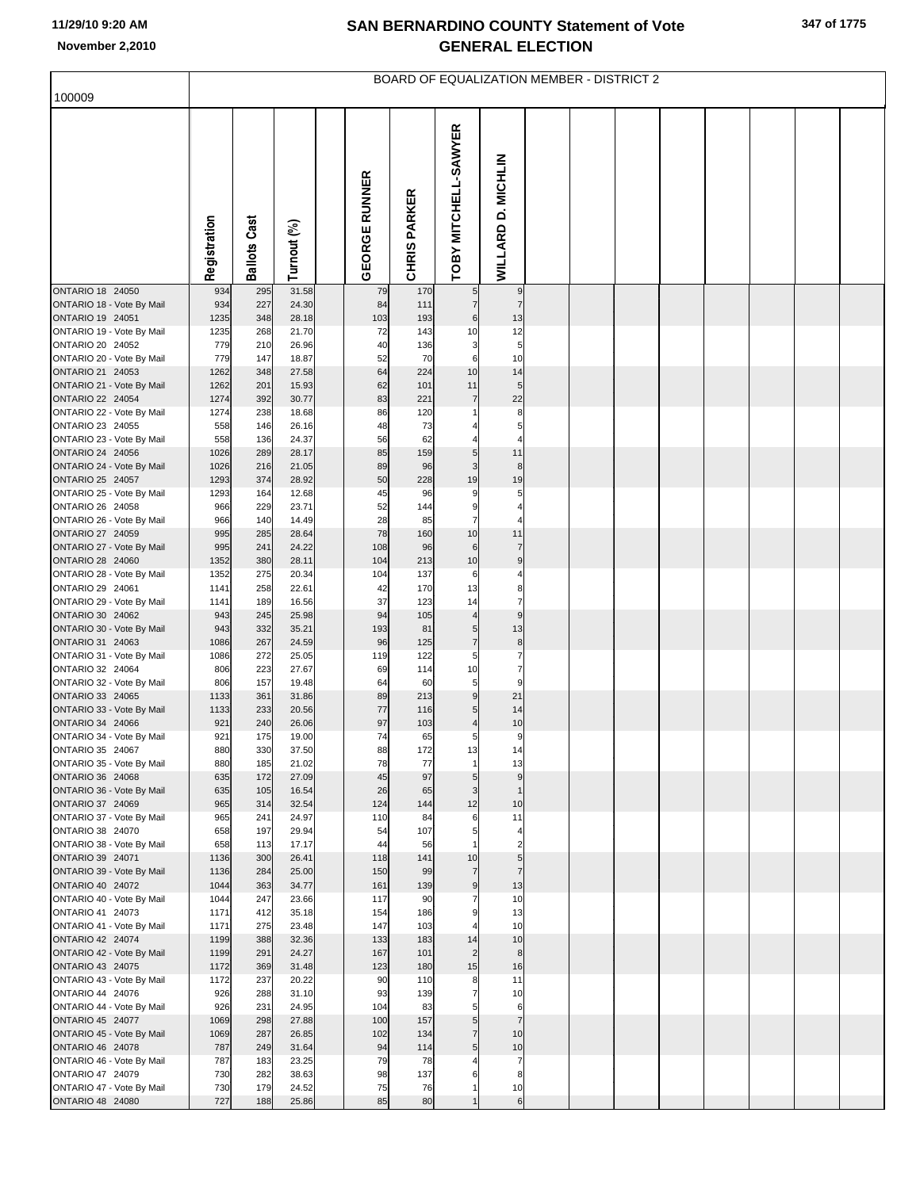# SAN BERNARDINO COUNTY Statement of Vote
## GENERAL ELECTION

November 2,2010

BOARD OF EQUALIZATION MEMBER - DISTRICT 2

| 100009 | Registration | Ballots Cast | Turnout (%) | | GEORGE RUNNER | CHRIS PARKER | TOBY MITCHELL-SAWYER | WILLARD D. MICHLIN |
|---|---|---|---|---|---|---|---|---|
| ONTARIO 18 24050 | 934 | 295 | 31.58 | | 79 | 170 | 5 | 9 |
| ONTARIO 18 - Vote By Mail | 934 | 227 | 24.30 | | 84 | 111 | 7 | 7 |
| ONTARIO 19 24051 | 1235 | 348 | 28.18 | | 103 | 193 | 6 | 13 |
| ONTARIO 19 - Vote By Mail | 1235 | 268 | 21.70 | | 72 | 143 | 10 | 12 |
| ONTARIO 20 24052 | 779 | 210 | 26.96 | | 40 | 136 | 3 | 5 |
| ONTARIO 20 - Vote By Mail | 779 | 147 | 18.87 | | 52 | 70 | 6 | 10 |
| ONTARIO 21 24053 | 1262 | 348 | 27.58 | | 64 | 224 | 10 | 14 |
| ONTARIO 21 - Vote By Mail | 1262 | 201 | 15.93 | | 62 | 101 | 11 | 5 |
| ONTARIO 22 24054 | 1274 | 392 | 30.77 | | 83 | 221 | 7 | 22 |
| ONTARIO 22 - Vote By Mail | 1274 | 238 | 18.68 | | 86 | 120 | 1 | 8 |
| ONTARIO 23 24055 | 558 | 146 | 26.16 | | 48 | 73 | 4 | 5 |
| ONTARIO 23 - Vote By Mail | 558 | 136 | 24.37 | | 56 | 62 | 4 | 4 |
| ONTARIO 24 24056 | 1026 | 289 | 28.17 | | 85 | 159 | 5 | 11 |
| ONTARIO 24 - Vote By Mail | 1026 | 216 | 21.05 | | 89 | 96 | 3 | 8 |
| ONTARIO 25 24057 | 1293 | 374 | 28.92 | | 50 | 228 | 19 | 19 |
| ONTARIO 25 - Vote By Mail | 1293 | 164 | 12.68 | | 45 | 96 | 9 | 5 |
| ONTARIO 26 24058 | 966 | 229 | 23.71 | | 52 | 144 | 9 | 4 |
| ONTARIO 26 - Vote By Mail | 966 | 140 | 14.49 | | 28 | 85 | 7 | 4 |
| ONTARIO 27 24059 | 995 | 285 | 28.64 | | 78 | 160 | 10 | 11 |
| ONTARIO 27 - Vote By Mail | 995 | 241 | 24.22 | | 108 | 96 | 6 | 7 |
| ONTARIO 28 24060 | 1352 | 380 | 28.11 | | 104 | 213 | 10 | 9 |
| ONTARIO 28 - Vote By Mail | 1352 | 275 | 20.34 | | 104 | 137 | 6 | 4 |
| ONTARIO 29 24061 | 1141 | 258 | 22.61 | | 42 | 170 | 13 | 8 |
| ONTARIO 29 - Vote By Mail | 1141 | 189 | 16.56 | | 37 | 123 | 14 | 7 |
| ONTARIO 30 24062 | 943 | 245 | 25.98 | | 94 | 105 | 4 | 9 |
| ONTARIO 30 - Vote By Mail | 943 | 332 | 35.21 | | 193 | 81 | 5 | 13 |
| ONTARIO 31 24063 | 1086 | 267 | 24.59 | | 96 | 125 | 7 | 8 |
| ONTARIO 31 - Vote By Mail | 1086 | 272 | 25.05 | | 119 | 122 | 5 | 7 |
| ONTARIO 32 24064 | 806 | 223 | 27.67 | | 69 | 114 | 10 | 7 |
| ONTARIO 32 - Vote By Mail | 806 | 157 | 19.48 | | 64 | 60 | 5 | 9 |
| ONTARIO 33 24065 | 1133 | 361 | 31.86 | | 89 | 213 | 9 | 21 |
| ONTARIO 33 - Vote By Mail | 1133 | 233 | 20.56 | | 77 | 116 | 5 | 14 |
| ONTARIO 34 24066 | 921 | 240 | 26.06 | | 97 | 103 | 4 | 10 |
| ONTARIO 34 - Vote By Mail | 921 | 175 | 19.00 | | 74 | 65 | 5 | 9 |
| ONTARIO 35 24067 | 880 | 330 | 37.50 | | 88 | 172 | 13 | 14 |
| ONTARIO 35 - Vote By Mail | 880 | 185 | 21.02 | | 78 | 77 | 1 | 13 |
| ONTARIO 36 24068 | 635 | 172 | 27.09 | | 45 | 97 | 5 | 9 |
| ONTARIO 36 - Vote By Mail | 635 | 105 | 16.54 | | 26 | 65 | 3 | 1 |
| ONTARIO 37 24069 | 965 | 314 | 32.54 | | 124 | 144 | 12 | 10 |
| ONTARIO 37 - Vote By Mail | 965 | 241 | 24.97 | | 110 | 84 | 6 | 11 |
| ONTARIO 38 24070 | 658 | 197 | 29.94 | | 54 | 107 | 5 | 4 |
| ONTARIO 38 - Vote By Mail | 658 | 113 | 17.17 | | 44 | 56 | 1 | 2 |
| ONTARIO 39 24071 | 1136 | 300 | 26.41 | | 118 | 141 | 10 | 5 |
| ONTARIO 39 - Vote By Mail | 1136 | 284 | 25.00 | | 150 | 99 | 7 | 7 |
| ONTARIO 40 24072 | 1044 | 363 | 34.77 | | 161 | 139 | 9 | 13 |
| ONTARIO 40 - Vote By Mail | 1044 | 247 | 23.66 | | 117 | 90 | 7 | 10 |
| ONTARIO 41 24073 | 1171 | 412 | 35.18 | | 154 | 186 | 9 | 13 |
| ONTARIO 41 - Vote By Mail | 1171 | 275 | 23.48 | | 147 | 103 | 4 | 10 |
| ONTARIO 42 24074 | 1199 | 388 | 32.36 | | 133 | 183 | 14 | 10 |
| ONTARIO 42 - Vote By Mail | 1199 | 291 | 24.27 | | 167 | 101 | 2 | 8 |
| ONTARIO 43 24075 | 1172 | 369 | 31.48 | | 123 | 180 | 15 | 16 |
| ONTARIO 43 - Vote By Mail | 1172 | 237 | 20.22 | | 90 | 110 | 8 | 11 |
| ONTARIO 44 24076 | 926 | 288 | 31.10 | | 93 | 139 | 7 | 10 |
| ONTARIO 44 - Vote By Mail | 926 | 231 | 24.95 | | 104 | 83 | 5 | 6 |
| ONTARIO 45 24077 | 1069 | 298 | 27.88 | | 100 | 157 | 5 | 7 |
| ONTARIO 45 - Vote By Mail | 1069 | 287 | 26.85 | | 102 | 134 | 7 | 10 |
| ONTARIO 46 24078 | 787 | 249 | 31.64 | | 94 | 114 | 5 | 10 |
| ONTARIO 46 - Vote By Mail | 787 | 183 | 23.25 | | 79 | 78 | 4 | 7 |
| ONTARIO 47 24079 | 730 | 282 | 38.63 | | 98 | 137 | 6 | 8 |
| ONTARIO 47 - Vote By Mail | 730 | 179 | 24.52 | | 75 | 76 | 1 | 10 |
| ONTARIO 48 24080 | 727 | 188 | 25.86 | | 85 | 80 | 1 | 6 |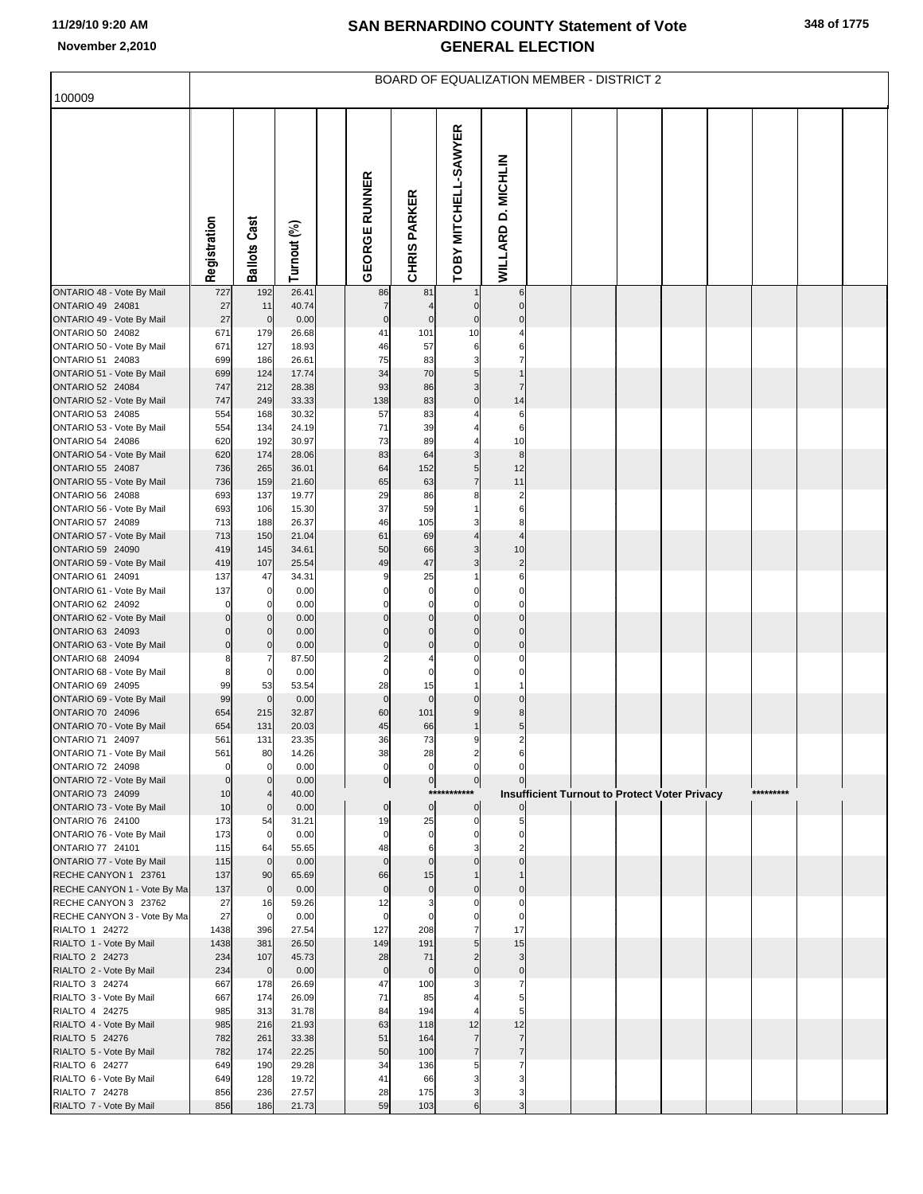# SAN BERNARDINO COUNTY Statement of Vote
## GENERAL ELECTION

November 2,2010

BOARD OF EQUALIZATION MEMBER - DISTRICT 2

100009

| | Registration | Ballots Cast | Turnout (%) | | GEORGE RUNNER | CHRIS PARKER | TOBY MITCHELL-SAWYER | WILLARD D. MICHLIN |
|---|---|---|---|---|---|---|---|---|
| ONTARIO 48 - Vote By Mail | 727 | 192 | 26.41 | | 86 | 81 | 1 | 6 |
| ONTARIO 49 24081 | 27 | 11 | 40.74 | | 7 | 4 | 0 | 0 |
| ONTARIO 49 - Vote By Mail | 27 | 0 | 0.00 | | 0 | 0 | 0 | 0 |
| ONTARIO 50 24082 | 671 | 179 | 26.68 | | 41 | 101 | 10 | 4 |
| ONTARIO 50 - Vote By Mail | 671 | 127 | 18.93 | | 46 | 57 | 6 | 6 |
| ONTARIO 51 24083 | 699 | 186 | 26.61 | | 75 | 83 | 3 | 7 |
| ONTARIO 51 - Vote By Mail | 699 | 124 | 17.74 | | 34 | 70 | 5 | 1 |
| ONTARIO 52 24084 | 747 | 212 | 28.38 | | 93 | 86 | 3 | 7 |
| ONTARIO 52 - Vote By Mail | 747 | 249 | 33.33 | | 138 | 83 | 0 | 14 |
| ONTARIO 53 24085 | 554 | 168 | 30.32 | | 57 | 83 | 4 | 6 |
| ONTARIO 53 - Vote By Mail | 554 | 134 | 24.19 | | 71 | 39 | 4 | 6 |
| ONTARIO 54 24086 | 620 | 192 | 30.97 | | 73 | 89 | 4 | 10 |
| ONTARIO 54 - Vote By Mail | 620 | 174 | 28.06 | | 83 | 64 | 3 | 8 |
| ONTARIO 55 24087 | 736 | 265 | 36.01 | | 64 | 152 | 5 | 12 |
| ONTARIO 55 - Vote By Mail | 736 | 159 | 21.60 | | 65 | 63 | 7 | 11 |
| ONTARIO 56 24088 | 693 | 137 | 19.77 | | 29 | 86 | 8 | 2 |
| ONTARIO 56 - Vote By Mail | 693 | 106 | 15.30 | | 37 | 59 | 1 | 6 |
| ONTARIO 57 24089 | 713 | 188 | 26.37 | | 46 | 105 | 3 | 8 |
| ONTARIO 57 - Vote By Mail | 713 | 150 | 21.04 | | 61 | 69 | 4 | 4 |
| ONTARIO 59 24090 | 419 | 145 | 34.61 | | 50 | 66 | 3 | 10 |
| ONTARIO 59 - Vote By Mail | 419 | 107 | 25.54 | | 49 | 47 | 3 | 2 |
| ONTARIO 61 24091 | 137 | 47 | 34.31 | | 9 | 25 | 1 | 6 |
| ONTARIO 61 - Vote By Mail | 137 | 0 | 0.00 | | 0 | 0 | 0 | 0 |
| ONTARIO 62 24092 | 0 | 0 | 0.00 | | 0 | 0 | 0 | 0 |
| ONTARIO 62 - Vote By Mail | 0 | 0 | 0.00 | | 0 | 0 | 0 | 0 |
| ONTARIO 63 24093 | 0 | 0 | 0.00 | | 0 | 0 | 0 | 0 |
| ONTARIO 63 - Vote By Mail | 0 | 0 | 0.00 | | 0 | 0 | 0 | 0 |
| ONTARIO 68 24094 | 8 | 7 | 87.50 | | 2 | 4 | 0 | 0 |
| ONTARIO 68 - Vote By Mail | 8 | 0 | 0.00 | | 0 | 0 | 0 | 0 |
| ONTARIO 69 24095 | 99 | 53 | 53.54 | | 28 | 15 | 1 | 1 |
| ONTARIO 69 - Vote By Mail | 99 | 0 | 0.00 | | 0 | 0 | 0 | 0 |
| ONTARIO 70 24096 | 654 | 215 | 32.87 | | 60 | 101 | 9 | 8 |
| ONTARIO 70 - Vote By Mail | 654 | 131 | 20.03 | | 45 | 66 | 1 | 5 |
| ONTARIO 71 24097 | 561 | 131 | 23.35 | | 36 | 73 | 9 | 2 |
| ONTARIO 71 - Vote By Mail | 561 | 80 | 14.26 | | 38 | 28 | 2 | 6 |
| ONTARIO 72 24098 | 0 | 0 | 0.00 | | 0 | 0 | 0 | 0 |
| ONTARIO 72 - Vote By Mail | 0 | 0 | 0.00 | | 0 | 0 | 0 | 0 |
| ONTARIO 73 24099 | 10 | 4 | 40.00 | | *********** | Insufficient Turnout to Protect Voter Privacy | | ********* |
| ONTARIO 73 - Vote By Mail | 10 | 0 | 0.00 | | 0 | 0 | 0 | 0 |
| ONTARIO 76 24100 | 173 | 54 | 31.21 | | 19 | 25 | 0 | 5 |
| ONTARIO 76 - Vote By Mail | 173 | 0 | 0.00 | | 0 | 0 | 0 | 0 |
| ONTARIO 77 24101 | 115 | 64 | 55.65 | | 48 | 6 | 3 | 2 |
| ONTARIO 77 - Vote By Mail | 115 | 0 | 0.00 | | 0 | 0 | 0 | 0 |
| RECHE CANYON 1 23761 | 137 | 90 | 65.69 | | 66 | 15 | 1 | 1 |
| RECHE CANYON 1 - Vote By Ma | 137 | 0 | 0.00 | | 0 | 0 | 0 | 0 |
| RECHE CANYON 3 23762 | 27 | 16 | 59.26 | | 12 | 3 | 0 | 0 |
| RECHE CANYON 3 - Vote By Ma | 27 | 0 | 0.00 | | 0 | 0 | 0 | 0 |
| RIALTO 1 24272 | 1438 | 396 | 27.54 | | 127 | 208 | 7 | 17 |
| RIALTO 1 - Vote By Mail | 1438 | 381 | 26.50 | | 149 | 191 | 5 | 15 |
| RIALTO 2 24273 | 234 | 107 | 45.73 | | 28 | 71 | 2 | 3 |
| RIALTO 2 - Vote By Mail | 234 | 0 | 0.00 | | 0 | 0 | 0 | 0 |
| RIALTO 3 24274 | 667 | 178 | 26.69 | | 47 | 100 | 3 | 7 |
| RIALTO 3 - Vote By Mail | 667 | 174 | 26.09 | | 71 | 85 | 4 | 5 |
| RIALTO 4 24275 | 985 | 313 | 31.78 | | 84 | 194 | 4 | 5 |
| RIALTO 4 - Vote By Mail | 985 | 216 | 21.93 | | 63 | 118 | 12 | 12 |
| RIALTO 5 24276 | 782 | 261 | 33.38 | | 51 | 164 | 7 | 7 |
| RIALTO 5 - Vote By Mail | 782 | 174 | 22.25 | | 50 | 100 | 7 | 7 |
| RIALTO 6 24277 | 649 | 190 | 29.28 | | 34 | 136 | 5 | 7 |
| RIALTO 6 - Vote By Mail | 649 | 128 | 19.72 | | 41 | 66 | 3 | 3 |
| RIALTO 7 24278 | 856 | 236 | 27.57 | | 28 | 175 | 3 | 3 |
| RIALTO 7 - Vote By Mail | 856 | 186 | 21.73 | | 59 | 103 | 6 | 3 |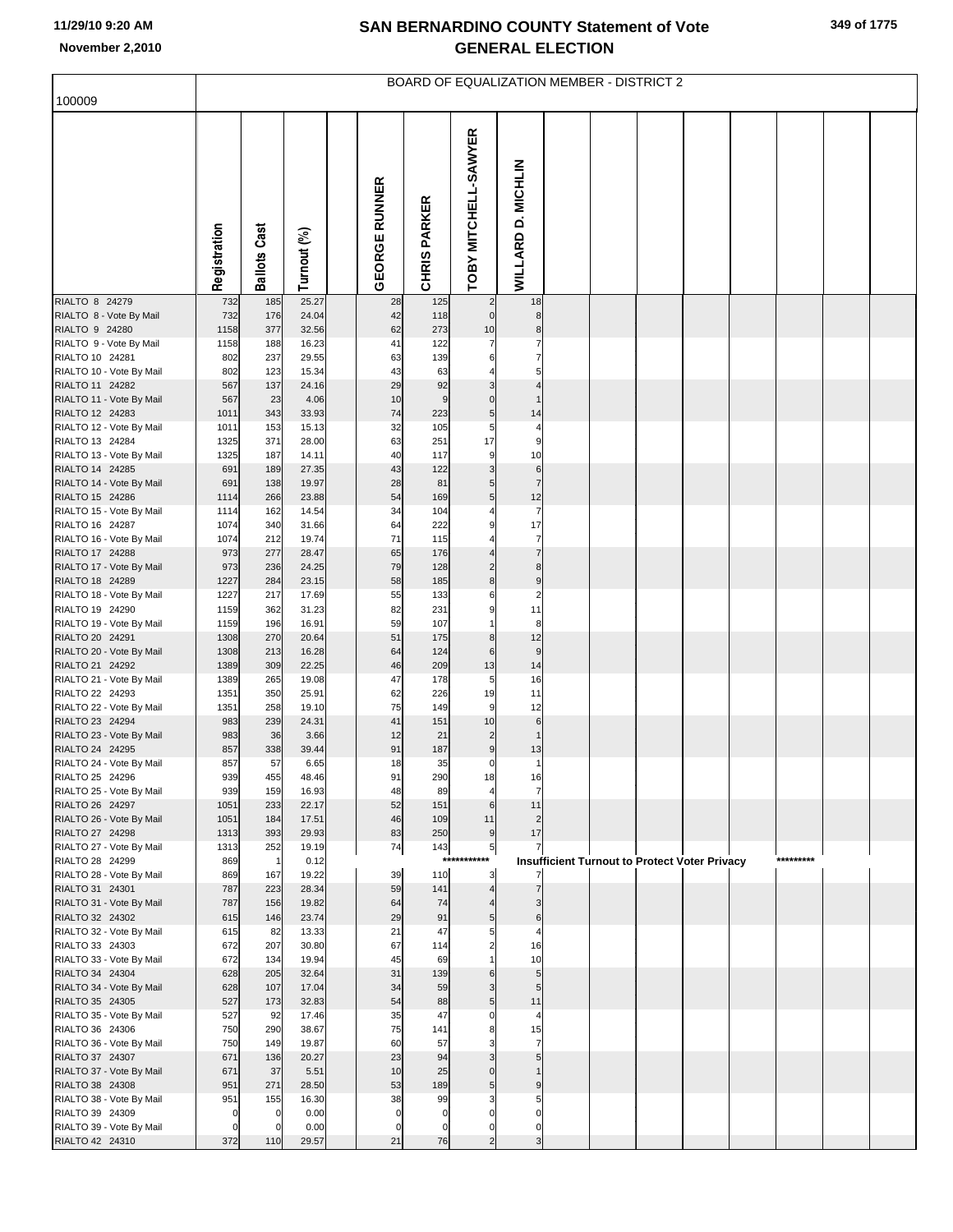# SAN BERNARDINO COUNTY Statement of Vote
## GENERAL ELECTION

BOARD OF EQUALIZATION MEMBER - DISTRICT 2

100009

| | Registration | Ballots Cast | Turnout (%) | GEORGE RUNNER | CHRIS PARKER | TOBY MITCHELL-SAWYER | WILLARD D. MICHLIN |
|---|---|---|---|---|---|---|---|
| RIALTO 8 24279 | 732 | 185 | 25.27 | 28 | 125 | 2 | 18 |
| RIALTO 8 - Vote By Mail | 732 | 176 | 24.04 | 42 | 118 | 0 | 8 |
| RIALTO 9 24280 | 1158 | 377 | 32.56 | 62 | 273 | 10 | 8 |
| RIALTO 9 - Vote By Mail | 1158 | 188 | 16.23 | 41 | 122 | 7 | 7 |
| RIALTO 10 24281 | 802 | 237 | 29.55 | 63 | 139 | 6 | 7 |
| RIALTO 10 - Vote By Mail | 802 | 123 | 15.34 | 43 | 63 | 4 | 5 |
| RIALTO 11 24282 | 567 | 137 | 24.16 | 29 | 92 | 3 | 4 |
| RIALTO 11 - Vote By Mail | 567 | 23 | 4.06 | 10 | 9 | 0 | 1 |
| RIALTO 12 24283 | 1011 | 343 | 33.93 | 74 | 223 | 5 | 14 |
| RIALTO 12 - Vote By Mail | 1011 | 153 | 15.13 | 32 | 105 | 5 | 4 |
| RIALTO 13 24284 | 1325 | 371 | 28.00 | 63 | 251 | 17 | 9 |
| RIALTO 13 - Vote By Mail | 1325 | 187 | 14.11 | 40 | 117 | 9 | 10 |
| RIALTO 14 24285 | 691 | 189 | 27.35 | 43 | 122 | 3 | 6 |
| RIALTO 14 - Vote By Mail | 691 | 138 | 19.97 | 28 | 81 | 5 | 7 |
| RIALTO 15 24286 | 1114 | 266 | 23.88 | 54 | 169 | 5 | 12 |
| RIALTO 15 - Vote By Mail | 1114 | 162 | 14.54 | 34 | 104 | 4 | 7 |
| RIALTO 16 24287 | 1074 | 340 | 31.66 | 64 | 222 | 9 | 17 |
| RIALTO 16 - Vote By Mail | 1074 | 212 | 19.74 | 71 | 115 | 4 | 7 |
| RIALTO 17 24288 | 973 | 277 | 28.47 | 65 | 176 | 4 | 7 |
| RIALTO 17 - Vote By Mail | 973 | 236 | 24.25 | 79 | 128 | 2 | 8 |
| RIALTO 18 24289 | 1227 | 284 | 23.15 | 58 | 185 | 8 | 9 |
| RIALTO 18 - Vote By Mail | 1227 | 217 | 17.69 | 55 | 133 | 6 | 2 |
| RIALTO 19 24290 | 1159 | 362 | 31.23 | 82 | 231 | 9 | 11 |
| RIALTO 19 - Vote By Mail | 1159 | 196 | 16.91 | 59 | 107 | 1 | 8 |
| RIALTO 20 24291 | 1308 | 270 | 20.64 | 51 | 175 | 8 | 12 |
| RIALTO 20 - Vote By Mail | 1308 | 213 | 16.28 | 64 | 124 | 6 | 9 |
| RIALTO 21 24292 | 1389 | 309 | 22.25 | 46 | 209 | 13 | 14 |
| RIALTO 21 - Vote By Mail | 1389 | 265 | 19.08 | 47 | 178 | 5 | 16 |
| RIALTO 22 24293 | 1351 | 350 | 25.91 | 62 | 226 | 19 | 11 |
| RIALTO 22 - Vote By Mail | 1351 | 258 | 19.10 | 75 | 149 | 9 | 12 |
| RIALTO 23 24294 | 983 | 239 | 24.31 | 41 | 151 | 10 | 6 |
| RIALTO 23 - Vote By Mail | 983 | 36 | 3.66 | 12 | 21 | 2 | 1 |
| RIALTO 24 24295 | 857 | 338 | 39.44 | 91 | 187 | 9 | 13 |
| RIALTO 24 - Vote By Mail | 857 | 57 | 6.65 | 18 | 35 | 0 | 1 |
| RIALTO 25 24296 | 939 | 455 | 48.46 | 91 | 290 | 18 | 16 |
| RIALTO 25 - Vote By Mail | 939 | 159 | 16.93 | 48 | 89 | 4 | 7 |
| RIALTO 26 24297 | 1051 | 233 | 22.17 | 52 | 151 | 6 | 11 |
| RIALTO 26 - Vote By Mail | 1051 | 184 | 17.51 | 46 | 109 | 11 | 2 |
| RIALTO 27 24298 | 1313 | 393 | 29.93 | 83 | 250 | 9 | 17 |
| RIALTO 27 - Vote By Mail | 1313 | 252 | 19.19 | 74 | 143 | 5 | 7 |
| RIALTO 28 24299 | 869 | 1 | 0.12 | | | *********** | Insufficient Turnout to Protect Voter Privacy ********* |
| RIALTO 28 - Vote By Mail | 869 | 167 | 19.22 | 39 | 110 | 3 | 7 |
| RIALTO 31 24301 | 787 | 223 | 28.34 | 59 | 141 | 4 | 7 |
| RIALTO 31 - Vote By Mail | 787 | 156 | 19.82 | 64 | 74 | 4 | 3 |
| RIALTO 32 24302 | 615 | 146 | 23.74 | 29 | 91 | 5 | 6 |
| RIALTO 32 - Vote By Mail | 615 | 82 | 13.33 | 21 | 47 | 5 | 4 |
| RIALTO 33 24303 | 672 | 207 | 30.80 | 67 | 114 | 2 | 16 |
| RIALTO 33 - Vote By Mail | 672 | 134 | 19.94 | 45 | 69 | 1 | 10 |
| RIALTO 34 24304 | 628 | 205 | 32.64 | 31 | 139 | 6 | 5 |
| RIALTO 34 - Vote By Mail | 628 | 107 | 17.04 | 34 | 59 | 3 | 5 |
| RIALTO 35 24305 | 527 | 173 | 32.83 | 54 | 88 | 5 | 11 |
| RIALTO 35 - Vote By Mail | 527 | 92 | 17.46 | 35 | 47 | 0 | 4 |
| RIALTO 36 24306 | 750 | 290 | 38.67 | 75 | 141 | 8 | 15 |
| RIALTO 36 - Vote By Mail | 750 | 149 | 19.87 | 60 | 57 | 3 | 7 |
| RIALTO 37 24307 | 671 | 136 | 20.27 | 23 | 94 | 3 | 5 |
| RIALTO 37 - Vote By Mail | 671 | 37 | 5.51 | 10 | 25 | 0 | 1 |
| RIALTO 38 24308 | 951 | 271 | 28.50 | 53 | 189 | 5 | 9 |
| RIALTO 38 - Vote By Mail | 951 | 155 | 16.30 | 38 | 99 | 3 | 5 |
| RIALTO 39 24309 | 0 | 0 | 0.00 | 0 | 0 | 0 | 0 |
| RIALTO 39 - Vote By Mail | 0 | 0 | 0.00 | 0 | 0 | 0 | 0 |
| RIALTO 42 24310 | 372 | 110 | 29.57 | 21 | 76 | 2 | 3 |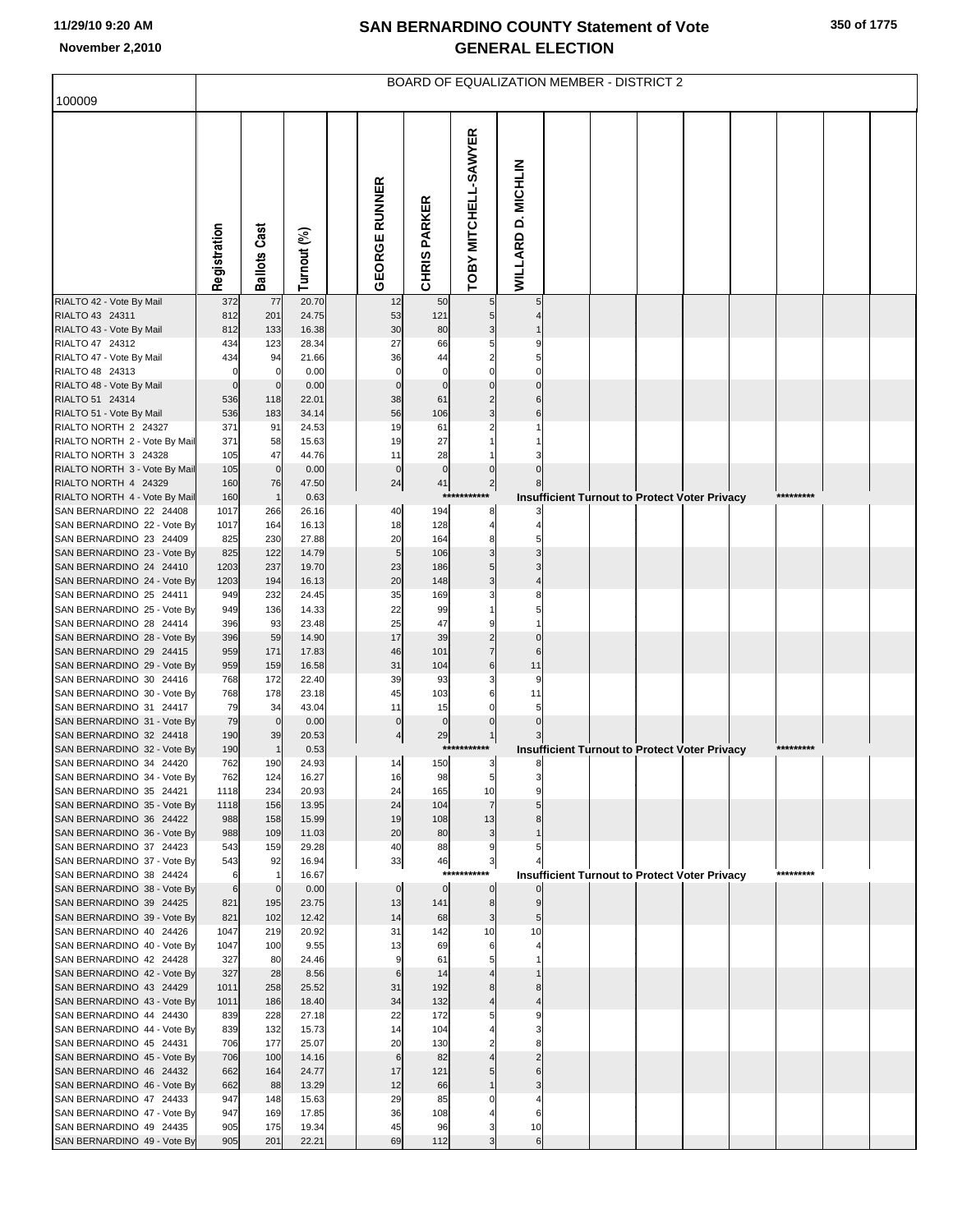# SAN BERNARDINO COUNTY Statement of Vote
## GENERAL ELECTION

11/29/10 9:20 AM
November 2,2010

### BOARD OF EQUALIZATION MEMBER - DISTRICT 2

100009

| | Registration | Ballots Cast | Turnout (%) | GEORGE RUNNER | CHRIS PARKER | TOBY MITCHELL-SAWYER | WILLARD D. MICHLIN |
|---|---|---|---|---|---|---|---|
| RIALTO 42 - Vote By Mail | 372 | 77 | 20.70 | 12 | 50 | 5 | 5 |
| RIALTO 43 24311 | 812 | 201 | 24.75 | 53 | 121 | 5 | 4 |
| RIALTO 43 - Vote By Mail | 812 | 133 | 16.38 | 30 | 80 | 3 | 1 |
| RIALTO 47 24312 | 434 | 123 | 28.34 | 27 | 66 | 5 | 9 |
| RIALTO 47 - Vote By Mail | 434 | 94 | 21.66 | 36 | 44 | 2 | 5 |
| RIALTO 48 24313 | 0 | 0 | 0.00 | 0 | 0 | 0 | 0 |
| RIALTO 48 - Vote By Mail | 0 | 0 | 0.00 | 0 | 0 | 0 | 0 |
| RIALTO 51 24314 | 536 | 118 | 22.01 | 38 | 61 | 2 | 6 |
| RIALTO 51 - Vote By Mail | 536 | 183 | 34.14 | 56 | 106 | 3 | 6 |
| RIALTO NORTH 2 24327 | 371 | 91 | 24.53 | 19 | 61 | 2 | 1 |
| RIALTO NORTH 2 - Vote By Mail | 371 | 58 | 15.63 | 19 | 27 | 1 | 1 |
| RIALTO NORTH 3 24328 | 105 | 47 | 44.76 | 11 | 28 | 1 | 3 |
| RIALTO NORTH 3 - Vote By Mail | 105 | 0 | 0.00 | 0 | 0 | 0 | 0 |
| RIALTO NORTH 4 24329 | 160 | 76 | 47.50 | 24 | 41 | 2 | 8 |
| RIALTO NORTH 4 - Vote By Mail | 160 | 1 | 0.63 | *********** Insufficient Turnout to Protect Voter Privacy ********* | | | |
| SAN BERNARDINO 22 24408 | 1017 | 266 | 26.16 | 40 | 194 | 8 | 3 |
| SAN BERNARDINO 22 - Vote By | 1017 | 164 | 16.13 | 18 | 128 | 4 | 4 |
| SAN BERNARDINO 23 24409 | 825 | 230 | 27.88 | 20 | 164 | 8 | 5 |
| SAN BERNARDINO 23 - Vote By | 825 | 122 | 14.79 | 5 | 106 | 3 | 3 |
| SAN BERNARDINO 24 24410 | 1203 | 237 | 19.70 | 23 | 186 | 5 | 3 |
| SAN BERNARDINO 24 - Vote By | 1203 | 194 | 16.13 | 20 | 148 | 3 | 4 |
| SAN BERNARDINO 25 24411 | 949 | 232 | 24.45 | 35 | 169 | 3 | 8 |
| SAN BERNARDINO 25 - Vote By | 949 | 136 | 14.33 | 22 | 99 | 1 | 5 |
| SAN BERNARDINO 28 24414 | 396 | 93 | 23.48 | 25 | 47 | 9 | 1 |
| SAN BERNARDINO 28 - Vote By | 396 | 59 | 14.90 | 17 | 39 | 2 | 0 |
| SAN BERNARDINO 29 24415 | 959 | 171 | 17.83 | 46 | 101 | 7 | 6 |
| SAN BERNARDINO 29 - Vote By | 959 | 159 | 16.58 | 31 | 104 | 6 | 11 |
| SAN BERNARDINO 30 24416 | 768 | 172 | 22.40 | 39 | 93 | 3 | 9 |
| SAN BERNARDINO 30 - Vote By | 768 | 178 | 23.18 | 45 | 103 | 6 | 11 |
| SAN BERNARDINO 31 24417 | 79 | 34 | 43.04 | 11 | 15 | 0 | 5 |
| SAN BERNARDINO 31 - Vote By | 79 | 0 | 0.00 | 0 | 0 | 0 | 0 |
| SAN BERNARDINO 32 24418 | 190 | 39 | 20.53 | 4 | 29 | 1 | 3 |
| SAN BERNARDINO 32 - Vote By | 190 | 1 | 0.53 | *********** Insufficient Turnout to Protect Voter Privacy ********* | | | |
| SAN BERNARDINO 34 24420 | 762 | 190 | 24.93 | 14 | 150 | 3 | 8 |
| SAN BERNARDINO 34 - Vote By | 762 | 124 | 16.27 | 16 | 98 | 5 | 3 |
| SAN BERNARDINO 35 24421 | 1118 | 234 | 20.93 | 24 | 165 | 10 | 9 |
| SAN BERNARDINO 35 - Vote By | 1118 | 156 | 13.95 | 24 | 104 | 7 | 5 |
| SAN BERNARDINO 36 24422 | 988 | 158 | 15.99 | 19 | 108 | 13 | 8 |
| SAN BERNARDINO 36 - Vote By | 988 | 109 | 11.03 | 20 | 80 | 3 | 1 |
| SAN BERNARDINO 37 24423 | 543 | 159 | 29.28 | 40 | 88 | 9 | 5 |
| SAN BERNARDINO 37 - Vote By | 543 | 92 | 16.94 | 33 | 46 | 3 | 4 |
| SAN BERNARDINO 38 24424 | 6 | 1 | 16.67 | *********** Insufficient Turnout to Protect Voter Privacy ********* | | | |
| SAN BERNARDINO 38 - Vote By | 6 | 0 | 0.00 | 0 | 0 | 0 | 0 |
| SAN BERNARDINO 39 24425 | 821 | 195 | 23.75 | 13 | 141 | 8 | 9 |
| SAN BERNARDINO 39 - Vote By | 821 | 102 | 12.42 | 14 | 68 | 3 | 5 |
| SAN BERNARDINO 40 24426 | 1047 | 219 | 20.92 | 31 | 142 | 10 | 10 |
| SAN BERNARDINO 40 - Vote By | 1047 | 100 | 9.55 | 13 | 69 | 6 | 4 |
| SAN BERNARDINO 42 24428 | 327 | 80 | 24.46 | 9 | 61 | 5 | 1 |
| SAN BERNARDINO 42 - Vote By | 327 | 28 | 8.56 | 6 | 14 | 4 | 1 |
| SAN BERNARDINO 43 24429 | 1011 | 258 | 25.52 | 31 | 192 | 8 | 8 |
| SAN BERNARDINO 43 - Vote By | 1011 | 186 | 18.40 | 34 | 132 | 4 | 4 |
| SAN BERNARDINO 44 24430 | 839 | 228 | 27.18 | 22 | 172 | 5 | 9 |
| SAN BERNARDINO 44 - Vote By | 839 | 132 | 15.73 | 14 | 104 | 4 | 3 |
| SAN BERNARDINO 45 24431 | 706 | 177 | 25.07 | 20 | 130 | 2 | 8 |
| SAN BERNARDINO 45 - Vote By | 706 | 100 | 14.16 | 6 | 82 | 4 | 2 |
| SAN BERNARDINO 46 24432 | 662 | 164 | 24.77 | 17 | 121 | 5 | 6 |
| SAN BERNARDINO 46 - Vote By | 662 | 88 | 13.29 | 12 | 66 | 1 | 3 |
| SAN BERNARDINO 47 24433 | 947 | 148 | 15.63 | 29 | 85 | 0 | 4 |
| SAN BERNARDINO 47 - Vote By | 947 | 169 | 17.85 | 36 | 108 | 4 | 6 |
| SAN BERNARDINO 49 24435 | 905 | 175 | 19.34 | 45 | 96 | 3 | 10 |
| SAN BERNARDINO 49 - Vote By | 905 | 201 | 22.21 | 69 | 112 | 3 | 6 |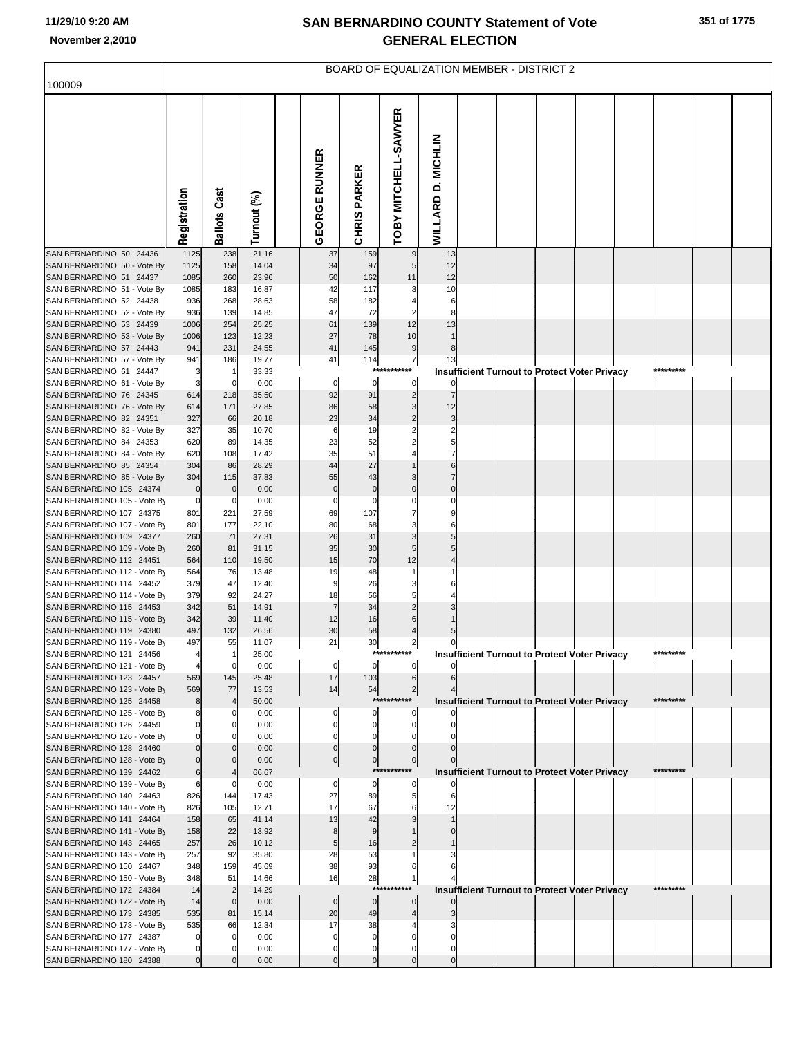# SAN BERNARDINO COUNTY Statement of Vote
## GENERAL ELECTION

November 2,2010

BOARD OF EQUALIZATION MEMBER - DISTRICT 2

100009

| | Registration | Ballots Cast | Turnout (%) | GEORGE RUNNER | CHRIS PARKER | TOBY MITCHELL-SAWYER | WILLARD D. MICHLIN |
|---|---|---|---|---|---|---|---|
| SAN BERNARDINO 50 24436 | 1125 | 238 | 21.16 | 37 | 159 | 9 | 13 |
| SAN BERNARDINO 50 - Vote By | 1125 | 158 | 14.04 | 34 | 97 | 5 | 12 |
| SAN BERNARDINO 51 24437 | 1085 | 260 | 23.96 | 50 | 162 | 11 | 12 |
| SAN BERNARDINO 51 - Vote By | 1085 | 183 | 16.87 | 42 | 117 | 3 | 10 |
| SAN BERNARDINO 52 24438 | 936 | 268 | 28.63 | 58 | 182 | 4 | 6 |
| SAN BERNARDINO 52 - Vote By | 936 | 139 | 14.85 | 47 | 72 | 2 | 8 |
| SAN BERNARDINO 53 24439 | 1006 | 254 | 25.25 | 61 | 139 | 12 | 13 |
| SAN BERNARDINO 53 - Vote By | 1006 | 123 | 12.23 | 27 | 78 | 10 | 1 |
| SAN BERNARDINO 57 24443 | 941 | 231 | 24.55 | 41 | 145 | 9 | 8 |
| SAN BERNARDINO 57 - Vote By | 941 | 186 | 19.77 | 41 | 114 | 7 | 13 |
| SAN BERNARDINO 61 24447 | 3 | 1 | 33.33 | | | *********** Insufficient Turnout to Protect Voter Privacy ********* | |
| SAN BERNARDINO 61 - Vote By | 3 | 0 | 0.00 | 0 | 0 | 0 | 0 |
| SAN BERNARDINO 76 24345 | 614 | 218 | 35.50 | 92 | 91 | 2 | 7 |
| SAN BERNARDINO 76 - Vote By | 614 | 171 | 27.85 | 86 | 58 | 3 | 12 |
| SAN BERNARDINO 82 24351 | 327 | 66 | 20.18 | 23 | 34 | 2 | 3 |
| SAN BERNARDINO 82 - Vote By | 327 | 35 | 10.70 | 6 | 19 | 2 | 2 |
| SAN BERNARDINO 84 24353 | 620 | 89 | 14.35 | 23 | 52 | 2 | 5 |
| SAN BERNARDINO 84 - Vote By | 620 | 108 | 17.42 | 35 | 51 | 4 | 7 |
| SAN BERNARDINO 85 24354 | 304 | 86 | 28.29 | 44 | 27 | 1 | 6 |
| SAN BERNARDINO 85 - Vote By | 304 | 115 | 37.83 | 55 | 43 | 3 | 7 |
| SAN BERNARDINO 105 24374 | 0 | 0 | 0.00 | 0 | 0 | 0 | 0 |
| SAN BERNARDINO 105 - Vote By | 0 | 0 | 0.00 | 0 | 0 | 0 | 0 |
| SAN BERNARDINO 107 24375 | 801 | 221 | 27.59 | 69 | 107 | 7 | 9 |
| SAN BERNARDINO 107 - Vote By | 801 | 177 | 22.10 | 80 | 68 | 3 | 6 |
| SAN BERNARDINO 109 24377 | 260 | 71 | 27.31 | 26 | 31 | 3 | 5 |
| SAN BERNARDINO 109 - Vote By | 260 | 81 | 31.15 | 35 | 30 | 5 | 5 |
| SAN BERNARDINO 112 24451 | 564 | 110 | 19.50 | 15 | 70 | 12 | 4 |
| SAN BERNARDINO 112 - Vote By | 564 | 76 | 13.48 | 19 | 48 | 1 | 1 |
| SAN BERNARDINO 114 24452 | 379 | 47 | 12.40 | 9 | 26 | 3 | 6 |
| SAN BERNARDINO 114 - Vote By | 379 | 92 | 24.27 | 18 | 56 | 5 | 4 |
| SAN BERNARDINO 115 24453 | 342 | 51 | 14.91 | 7 | 34 | 2 | 3 |
| SAN BERNARDINO 115 - Vote By | 342 | 39 | 11.40 | 12 | 16 | 6 | 1 |
| SAN BERNARDINO 119 24380 | 497 | 132 | 26.56 | 30 | 58 | 4 | 5 |
| SAN BERNARDINO 119 - Vote By | 497 | 55 | 11.07 | 21 | 30 | 2 | 0 |
| SAN BERNARDINO 121 24456 | 4 | 1 | 25.00 | | | *********** Insufficient Turnout to Protect Voter Privacy ********* | |
| SAN BERNARDINO 121 - Vote By | 4 | 0 | 0.00 | 0 | 0 | 0 | 0 |
| SAN BERNARDINO 123 24457 | 569 | 145 | 25.48 | 17 | 103 | 6 | 6 |
| SAN BERNARDINO 123 - Vote By | 569 | 77 | 13.53 | 14 | 54 | 2 | 4 |
| SAN BERNARDINO 125 24458 | 8 | 4 | 50.00 | | | *********** Insufficient Turnout to Protect Voter Privacy ********* | |
| SAN BERNARDINO 125 - Vote By | 8 | 0 | 0.00 | 0 | 0 | 0 | 0 |
| SAN BERNARDINO 126 24459 | 0 | 0 | 0.00 | 0 | 0 | 0 | 0 |
| SAN BERNARDINO 126 - Vote By | 0 | 0 | 0.00 | 0 | 0 | 0 | 0 |
| SAN BERNARDINO 128 24460 | 0 | 0 | 0.00 | 0 | 0 | 0 | 0 |
| SAN BERNARDINO 128 - Vote By | 0 | 0 | 0.00 | 0 | 0 | 0 | 0 |
| SAN BERNARDINO 139 24462 | 6 | 4 | 66.67 | | | *********** Insufficient Turnout to Protect Voter Privacy ********* | |
| SAN BERNARDINO 139 - Vote By | 6 | 0 | 0.00 | 0 | 0 | 0 | 0 |
| SAN BERNARDINO 140 24463 | 826 | 144 | 17.43 | 27 | 89 | 5 | 6 |
| SAN BERNARDINO 140 - Vote By | 826 | 105 | 12.71 | 17 | 67 | 6 | 12 |
| SAN BERNARDINO 141 24464 | 158 | 65 | 41.14 | 13 | 42 | 3 | 1 |
| SAN BERNARDINO 141 - Vote By | 158 | 22 | 13.92 | 8 | 9 | 1 | 0 |
| SAN BERNARDINO 143 24465 | 257 | 26 | 10.12 | 5 | 16 | 2 | 1 |
| SAN BERNARDINO 143 - Vote By | 257 | 92 | 35.80 | 28 | 53 | 1 | 3 |
| SAN BERNARDINO 150 24467 | 348 | 159 | 45.69 | 38 | 93 | 6 | 6 |
| SAN BERNARDINO 150 - Vote By | 348 | 51 | 14.66 | 16 | 28 | 1 | 4 |
| SAN BERNARDINO 172 24384 | 14 | 2 | 14.29 | | | *********** Insufficient Turnout to Protect Voter Privacy ********* | |
| SAN BERNARDINO 172 - Vote By | 14 | 0 | 0.00 | 0 | 0 | 0 | 0 |
| SAN BERNARDINO 173 24385 | 535 | 81 | 15.14 | 20 | 49 | 4 | 3 |
| SAN BERNARDINO 173 - Vote By | 535 | 66 | 12.34 | 17 | 38 | 4 | 3 |
| SAN BERNARDINO 177 24387 | 0 | 0 | 0.00 | 0 | 0 | 0 | 0 |
| SAN BERNARDINO 177 - Vote By | 0 | 0 | 0.00 | 0 | 0 | 0 | 0 |
| SAN BERNARDINO 180 24388 | 0 | 0 | 0.00 | 0 | 0 | 0 | 0 |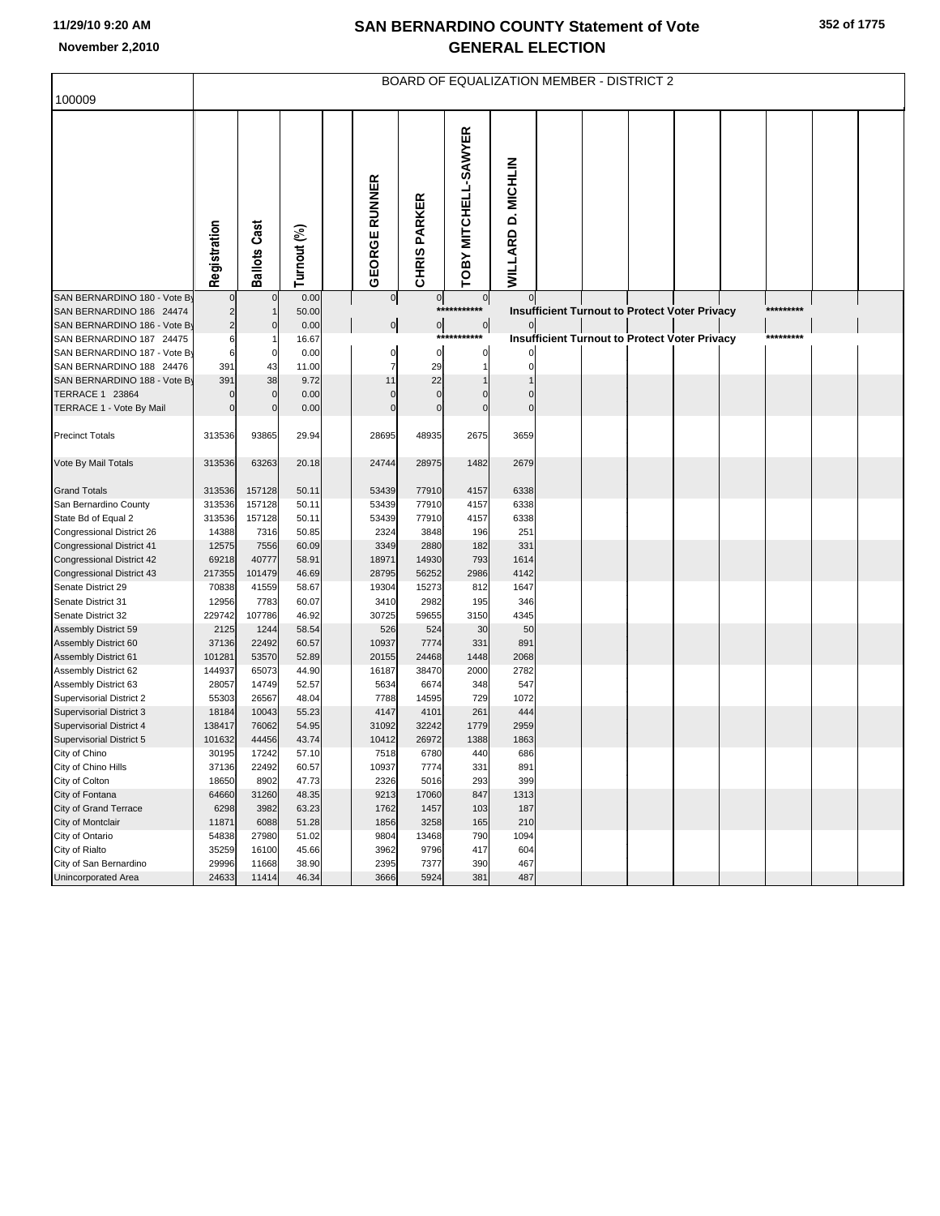# SAN BERNARDINO COUNTY Statement of Vote
## GENERAL ELECTION

November 2,2010

BOARD OF EQUALIZATION MEMBER - DISTRICT 2

100009

| | Registration | Ballots Cast | Turnout (%) | | GEORGE RUNNER | CHRIS PARKER | TOBY MITCHELL-SAWYER | WILLARD D. MICHLIN | | | | | | | | |
|---|---|---|---|---|---|---|---|---|---|---|---|---|---|---|---|---|
| SAN BERNARDINO 180 - Vote By | 0 | 0 | 0.00 | | 0 | 0 | 0 | 0 | | | | | | | | |
| SAN BERNARDINO 186 24474 | 2 | 1 | 50.00 | | | *********** | | Insufficient Turnout to Protect Voter Privacy | | | | | | ********* | | |
| SAN BERNARDINO 186 - Vote By | 2 | 0 | 0.00 | | 0 | 0 | 0 | 0 | | | | | | | | |
| SAN BERNARDINO 187 24475 | 6 | 1 | 16.67 | | | *********** | | Insufficient Turnout to Protect Voter Privacy | | | | | | ********* | | |
| SAN BERNARDINO 187 - Vote By | 6 | 0 | 0.00 | | 0 | 0 | 0 | 0 | | | | | | | | |
| SAN BERNARDINO 188 24476 | 391 | 43 | 11.00 | | 7 | 29 | 1 | 0 | | | | | | | | |
| SAN BERNARDINO 188 - Vote By | 391 | 38 | 9.72 | | 11 | 22 | 1 | 1 | | | | | | | | |
| TERRACE 1 23864 | 0 | 0 | 0.00 | | 0 | 0 | 0 | 0 | | | | | | | | |
| TERRACE 1 - Vote By Mail | 0 | 0 | 0.00 | | 0 | 0 | 0 | 0 | | | | | | | | |
| Precinct Totals | 313536 | 93865 | 29.94 | | 28695 | 48935 | 2675 | 3659 | | | | | | | | |
| Vote By Mail Totals | 313536 | 63263 | 20.18 | | 24744 | 28975 | 1482 | 2679 | | | | | | | | |
| Grand Totals | 313536 | 157128 | 50.11 | | 53439 | 77910 | 4157 | 6338 | | | | | | | | |
| San Bernardino County | 313536 | 157128 | 50.11 | | 53439 | 77910 | 4157 | 6338 | | | | | | | | |
| State Bd of Equal 2 | 313536 | 157128 | 50.11 | | 53439 | 77910 | 4157 | 6338 | | | | | | | | |
| Congressional District 26 | 14388 | 7316 | 50.85 | | 2324 | 3848 | 196 | 251 | | | | | | | | |
| Congressional District 41 | 12575 | 7556 | 60.09 | | 3349 | 2880 | 182 | 331 | | | | | | | | |
| Congressional District 42 | 69218 | 40777 | 58.91 | | 18971 | 14930 | 793 | 1614 | | | | | | | | |
| Congressional District 43 | 217355 | 101479 | 46.69 | | 28795 | 56252 | 2986 | 4142 | | | | | | | | |
| Senate District 29 | 70838 | 41559 | 58.67 | | 19304 | 15273 | 812 | 1647 | | | | | | | | |
| Senate District 31 | 12956 | 7783 | 60.07 | | 3410 | 2982 | 195 | 346 | | | | | | | | |
| Senate District 32 | 229742 | 107786 | 46.92 | | 30725 | 59655 | 3150 | 4345 | | | | | | | | |
| Assembly District 59 | 2125 | 1244 | 58.54 | | 526 | 524 | 30 | 50 | | | | | | | | |
| Assembly District 60 | 37136 | 22492 | 60.57 | | 10937 | 7774 | 331 | 891 | | | | | | | | |
| Assembly District 61 | 101281 | 53570 | 52.89 | | 20155 | 24468 | 1448 | 2068 | | | | | | | | |
| Assembly District 62 | 144937 | 65073 | 44.90 | | 16187 | 38470 | 2000 | 2782 | | | | | | | | |
| Assembly District 63 | 28057 | 14749 | 52.57 | | 5634 | 6674 | 348 | 547 | | | | | | | | |
| Supervisorial District 2 | 55303 | 26567 | 48.04 | | 7788 | 14595 | 729 | 1072 | | | | | | | | |
| Supervisorial District 3 | 18184 | 10043 | 55.23 | | 4147 | 4101 | 261 | 444 | | | | | | | | |
| Supervisorial District 4 | 138417 | 76062 | 54.95 | | 31092 | 32242 | 1779 | 2959 | | | | | | | | |
| Supervisorial District 5 | 101632 | 44456 | 43.74 | | 10412 | 26972 | 1388 | 1863 | | | | | | | | |
| City of Chino | 30195 | 17242 | 57.10 | | 7518 | 6780 | 440 | 686 | | | | | | | | |
| City of Chino Hills | 37136 | 22492 | 60.57 | | 10937 | 7774 | 331 | 891 | | | | | | | | |
| City of Colton | 18650 | 8902 | 47.73 | | 2326 | 5016 | 293 | 399 | | | | | | | | |
| City of Fontana | 64660 | 31260 | 48.35 | | 9213 | 17060 | 847 | 1313 | | | | | | | | |
| City of Grand Terrace | 6298 | 3982 | 63.23 | | 1762 | 1457 | 103 | 187 | | | | | | | | |
| City of Montclair | 11871 | 6088 | 51.28 | | 1856 | 3258 | 165 | 210 | | | | | | | | |
| City of Ontario | 54838 | 27980 | 51.02 | | 9804 | 13468 | 790 | 1094 | | | | | | | | |
| City of Rialto | 35259 | 16100 | 45.66 | | 3962 | 9796 | 417 | 604 | | | | | | | | |
| City of San Bernardino | 29996 | 11668 | 38.90 | | 2395 | 7377 | 390 | 467 | | | | | | | | |
| Unincorporated Area | 24633 | 11414 | 46.34 | | 3666 | 5924 | 381 | 487 | | | | | | | | |